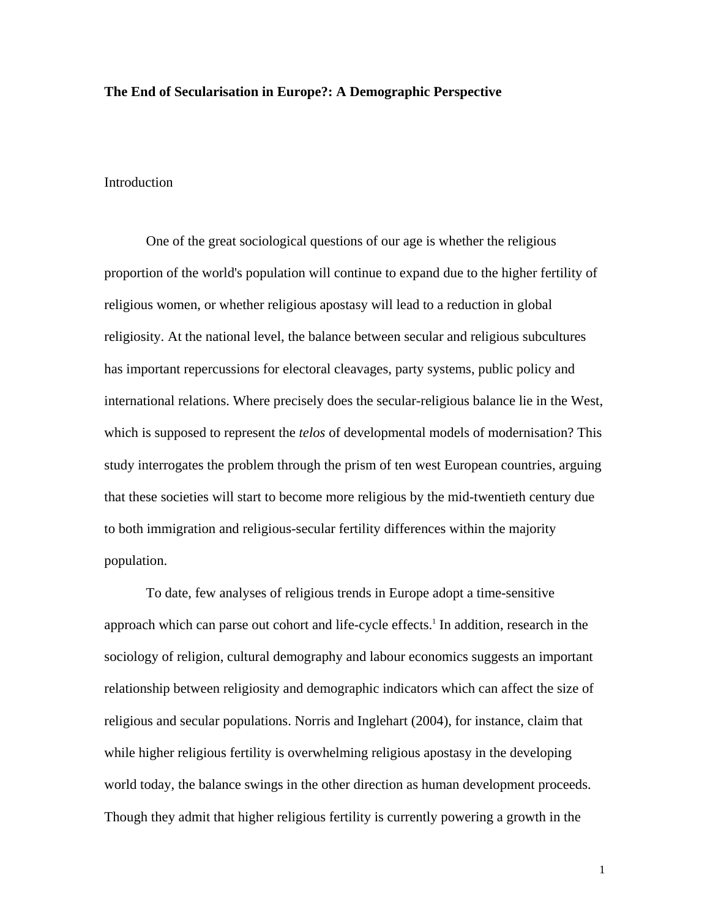**The End of Secularisation in Europe?: A Demographic Perspective**

Introduction

One of the great sociological questions of our age is whether the religious proportion of the world's population will continue to expand due to the higher fertility of religious women, or whether religious apostasy will lead to a reduction in global religiosity. At the national level, the balance between secular and religious subcultures has important repercussions for electoral cleavages, party systems, public policy and international relations. Where precisely does the secular-religious balance lie in the West, which is supposed to represent the *telos* of developmental models of modernisation? This study interrogates the problem through the prism of ten west European countries, arguing that these societies will start to become more religious by the mid-twentieth century due to both immigration and religious-secular fertility differences within the majority population.

To date, few analyses of religious trends in Europe adopt a time-sensitive approach which can parse out cohort and life-cycle effects.[1] In addition, research in the sociology of religion, cultural demography and labour economics suggests an important relationship between religiosity and demographic indicators which can affect the size of religious and secular populations. Norris and Inglehart (2004), for instance, claim that while higher religious fertility is overwhelming religious apostasy in the developing world today, the balance swings in the other direction as human development proceeds. Though they admit that higher religious fertility is currently powering a growth in the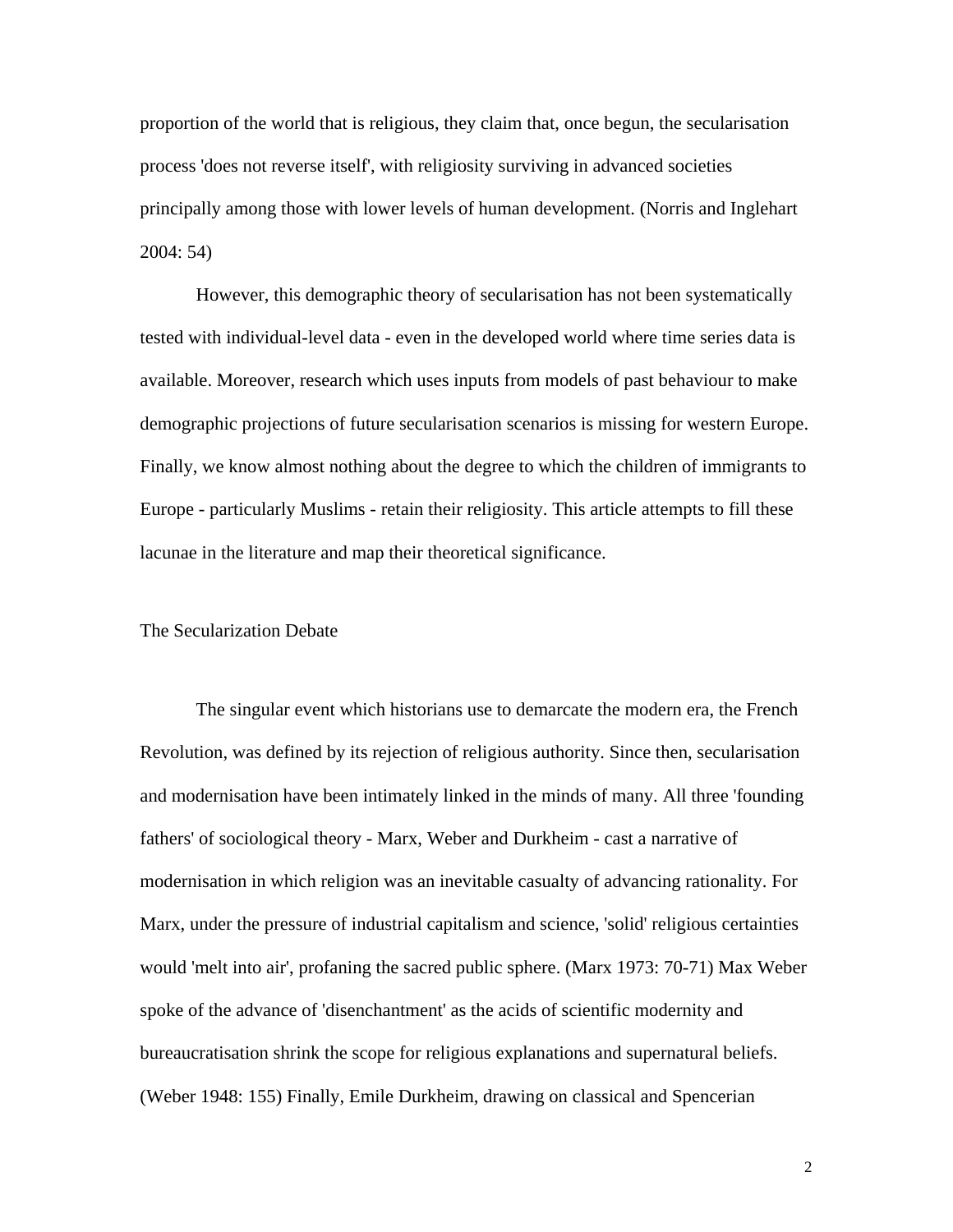proportion of the world that is religious, they claim that, once begun, the secularisation process 'does not reverse itself', with religiosity surviving in advanced societies principally among those with lower levels of human development. (Norris and Inglehart 2004: 54)

However, this demographic theory of secularisation has not been systematically tested with individual-level data - even in the developed world where time series data is available. Moreover, research which uses inputs from models of past behaviour to make demographic projections of future secularisation scenarios is missing for western Europe. Finally, we know almost nothing about the degree to which the children of immigrants to Europe - particularly Muslims - retain their religiosity. This article attempts to fill these lacunae in the literature and map their theoretical significance.

## The Secularization Debate

The singular event which historians use to demarcate the modern era, the French Revolution, was defined by its rejection of religious authority. Since then, secularisation and modernisation have been intimately linked in the minds of many. All three 'founding fathers' of sociological theory - Marx, Weber and Durkheim - cast a narrative of modernisation in which religion was an inevitable casualty of advancing rationality. For Marx, under the pressure of industrial capitalism and science, 'solid' religious certainties would 'melt into air', profaning the sacred public sphere. (Marx 1973: 70-71) Max Weber spoke of the advance of 'disenchantment' as the acids of scientific modernity and bureaucratisation shrink the scope for religious explanations and supernatural beliefs. (Weber 1948: 155) Finally, Emile Durkheim, drawing on classical and Spencerian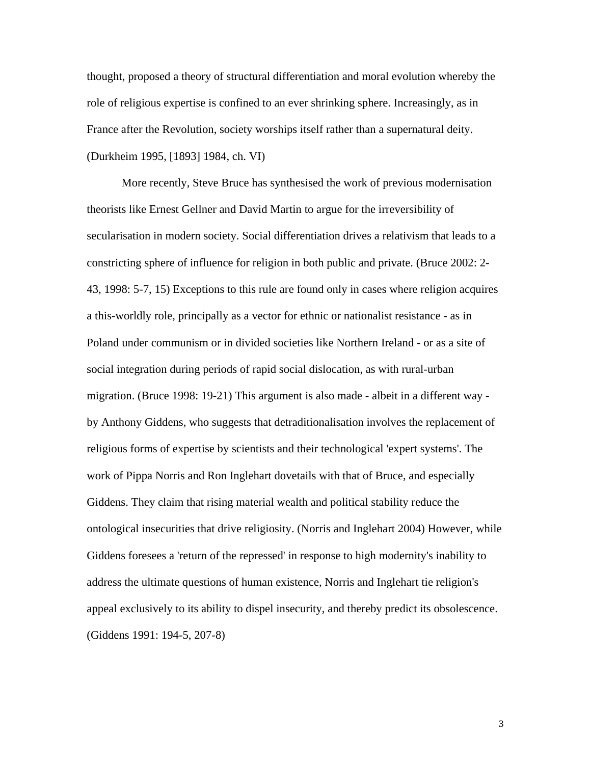thought, proposed a theory of structural differentiation and moral evolution whereby the role of religious expertise is confined to an ever shrinking sphere. Increasingly, as in France after the Revolution, society worships itself rather than a supernatural deity. (Durkheim 1995, [1893] 1984, ch. VI)

More recently, Steve Bruce has synthesised the work of previous modernisation theorists like Ernest Gellner and David Martin to argue for the irreversibility of secularisation in modern society. Social differentiation drives a relativism that leads to a constricting sphere of influence for religion in both public and private. (Bruce 2002: 2-43, 1998: 5-7, 15) Exceptions to this rule are found only in cases where religion acquires a this-worldly role, principally as a vector for ethnic or nationalist resistance - as in Poland under communism or in divided societies like Northern Ireland - or as a site of social integration during periods of rapid social dislocation, as with rural-urban migration. (Bruce 1998: 19-21) This argument is also made - albeit in a different way - by Anthony Giddens, who suggests that detraditionalisation involves the replacement of religious forms of expertise by scientists and their technological 'expert systems'. The work of Pippa Norris and Ron Inglehart dovetails with that of Bruce, and especially Giddens. They claim that rising material wealth and political stability reduce the ontological insecurities that drive religiosity. (Norris and Inglehart 2004) However, while Giddens foresees a 'return of the repressed' in response to high modernity's inability to address the ultimate questions of human existence, Norris and Inglehart tie religion's appeal exclusively to its ability to dispel insecurity, and thereby predict its obsolescence. (Giddens 1991: 194-5, 207-8)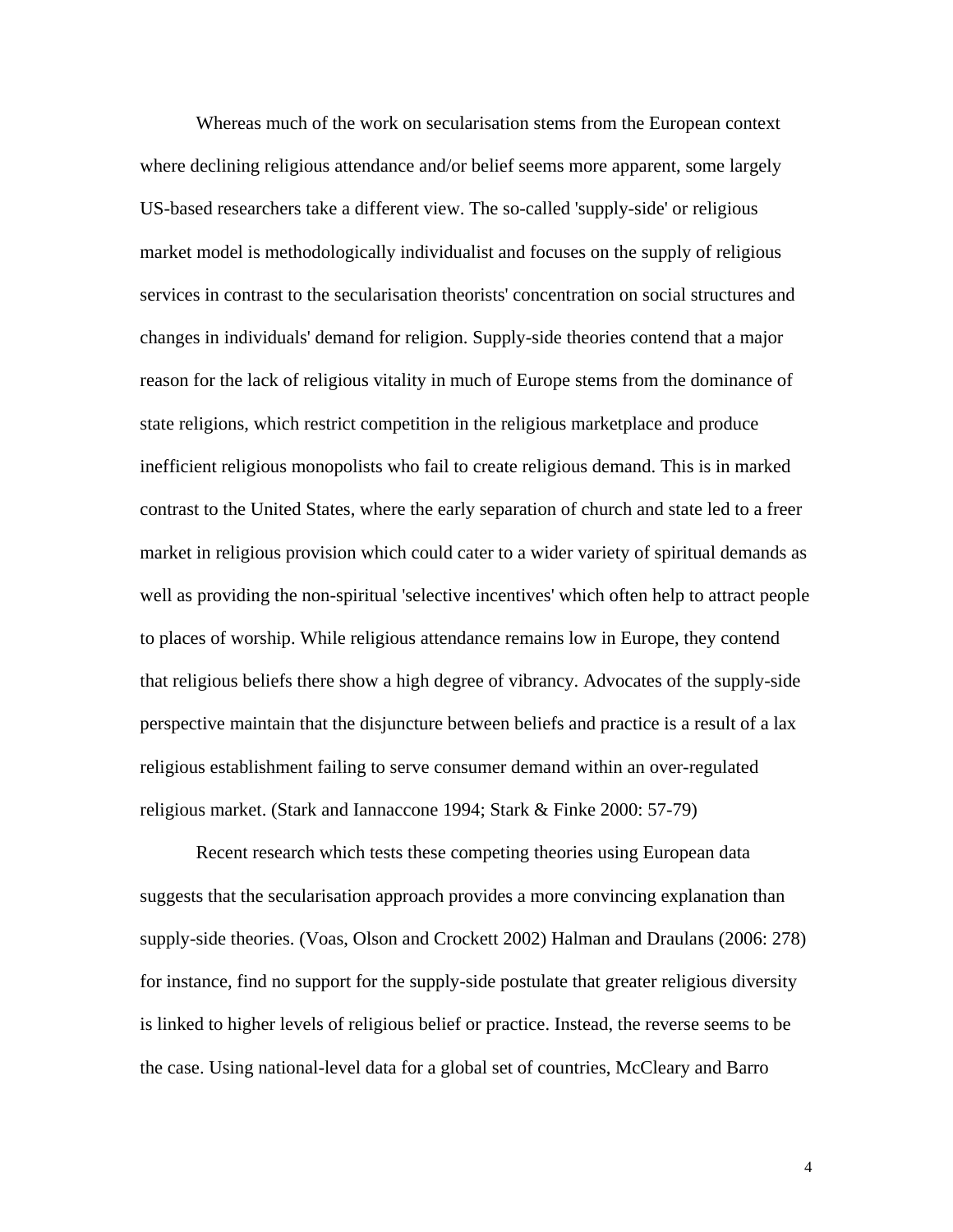Whereas much of the work on secularisation stems from the European context where declining religious attendance and/or belief seems more apparent, some largely US-based researchers take a different view. The so-called 'supply-side' or religious market model is methodologically individualist and focuses on the supply of religious services in contrast to the secularisation theorists' concentration on social structures and changes in individuals' demand for religion. Supply-side theories contend that a major reason for the lack of religious vitality in much of Europe stems from the dominance of state religions, which restrict competition in the religious marketplace and produce inefficient religious monopolists who fail to create religious demand. This is in marked contrast to the United States, where the early separation of church and state led to a freer market in religious provision which could cater to a wider variety of spiritual demands as well as providing the non-spiritual 'selective incentives' which often help to attract people to places of worship. While religious attendance remains low in Europe, they contend that religious beliefs there show a high degree of vibrancy. Advocates of the supply-side perspective maintain that the disjuncture between beliefs and practice is a result of a lax religious establishment failing to serve consumer demand within an over-regulated religious market. (Stark and Iannaccone 1994; Stark & Finke 2000: 57-79)

Recent research which tests these competing theories using European data suggests that the secularisation approach provides a more convincing explanation than supply-side theories. (Voas, Olson and Crockett 2002) Halman and Draulans (2006: 278) for instance, find no support for the supply-side postulate that greater religious diversity is linked to higher levels of religious belief or practice. Instead, the reverse seems to be the case. Using national-level data for a global set of countries, McCleary and Barro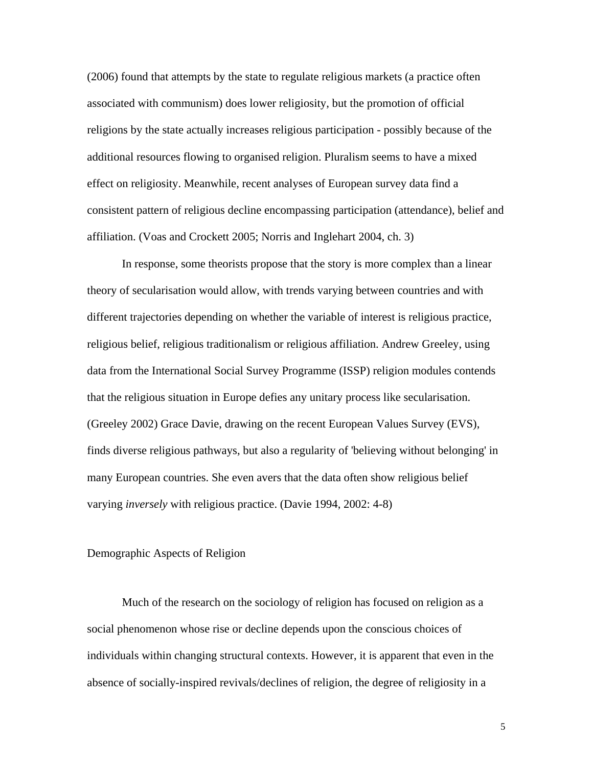(2006) found that attempts by the state to regulate religious markets (a practice often associated with communism) does lower religiosity, but the promotion of official religions by the state actually increases religious participation - possibly because of the additional resources flowing to organised religion. Pluralism seems to have a mixed effect on religiosity. Meanwhile, recent analyses of European survey data find a consistent pattern of religious decline encompassing participation (attendance), belief and affiliation. (Voas and Crockett 2005; Norris and Inglehart 2004, ch. 3)

In response, some theorists propose that the story is more complex than a linear theory of secularisation would allow, with trends varying between countries and with different trajectories depending on whether the variable of interest is religious practice, religious belief, religious traditionalism or religious affiliation. Andrew Greeley, using data from the International Social Survey Programme (ISSP) religion modules contends that the religious situation in Europe defies any unitary process like secularisation. (Greeley 2002) Grace Davie, drawing on the recent European Values Survey (EVS), finds diverse religious pathways, but also a regularity of 'believing without belonging' in many European countries. She even avers that the data often show religious belief varying *inversely* with religious practice. (Davie 1994, 2002: 4-8)

## Demographic Aspects of Religion

Much of the research on the sociology of religion has focused on religion as a social phenomenon whose rise or decline depends upon the conscious choices of individuals within changing structural contexts. However, it is apparent that even in the absence of socially-inspired revivals/declines of religion, the degree of religiosity in a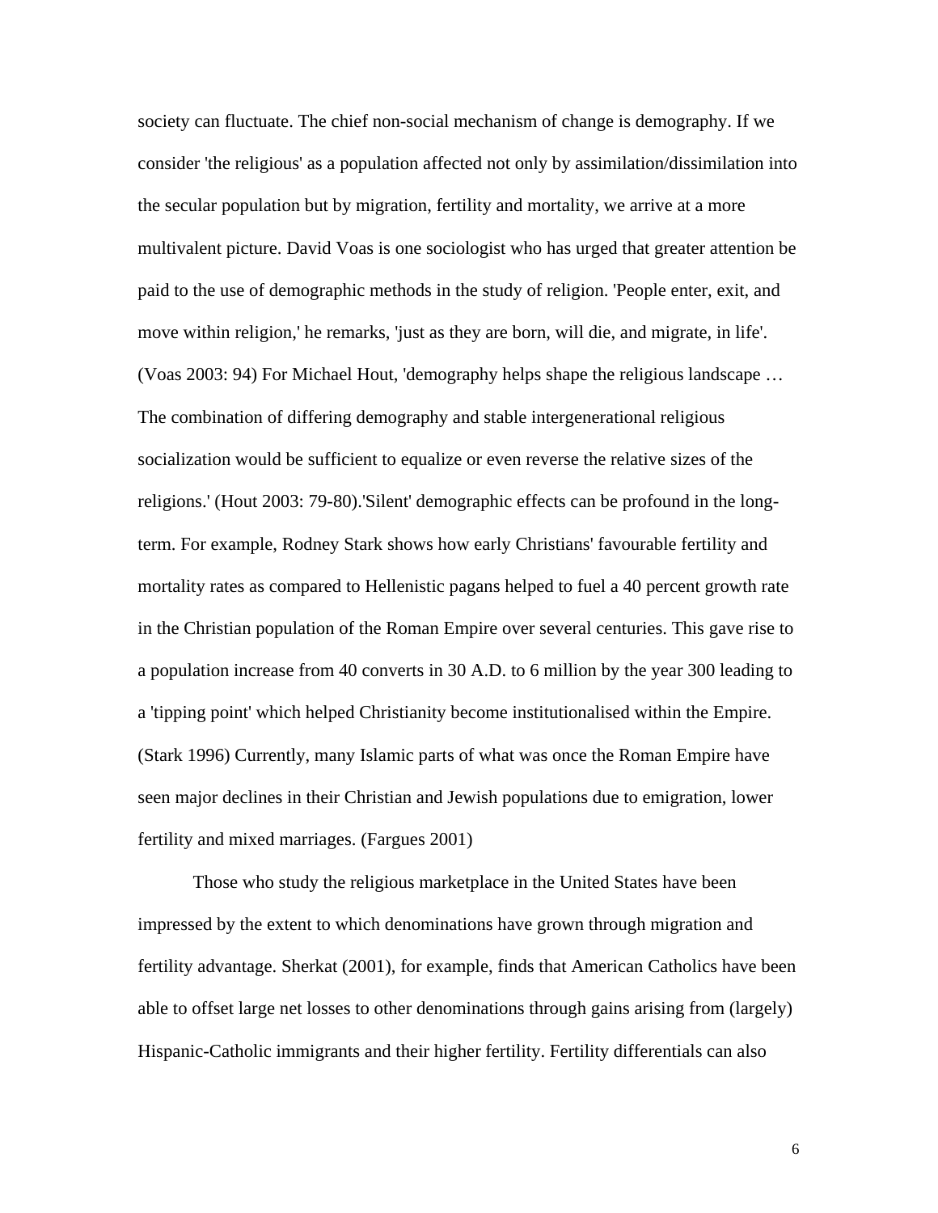society can fluctuate. The chief non-social mechanism of change is demography. If we consider 'the religious' as a population affected not only by assimilation/dissimilation into the secular population but by migration, fertility and mortality, we arrive at a more multivalent picture. David Voas is one sociologist who has urged that greater attention be paid to the use of demographic methods in the study of religion. 'People enter, exit, and move within religion,' he remarks, 'just as they are born, will die, and migrate, in life'. (Voas 2003: 94) For Michael Hout, 'demography helps shape the religious landscape … The combination of differing demography and stable intergenerational religious socialization would be sufficient to equalize or even reverse the relative sizes of the religions.' (Hout 2003: 79-80).'Silent' demographic effects can be profound in the long-term. For example, Rodney Stark shows how early Christians' favourable fertility and mortality rates as compared to Hellenistic pagans helped to fuel a 40 percent growth rate in the Christian population of the Roman Empire over several centuries. This gave rise to a population increase from 40 converts in 30 A.D. to 6 million by the year 300 leading to a 'tipping point' which helped Christianity become institutionalised within the Empire. (Stark 1996) Currently, many Islamic parts of what was once the Roman Empire have seen major declines in their Christian and Jewish populations due to emigration, lower fertility and mixed marriages. (Fargues 2001)

Those who study the religious marketplace in the United States have been impressed by the extent to which denominations have grown through migration and fertility advantage. Sherkat (2001), for example, finds that American Catholics have been able to offset large net losses to other denominations through gains arising from (largely) Hispanic-Catholic immigrants and their higher fertility. Fertility differentials can also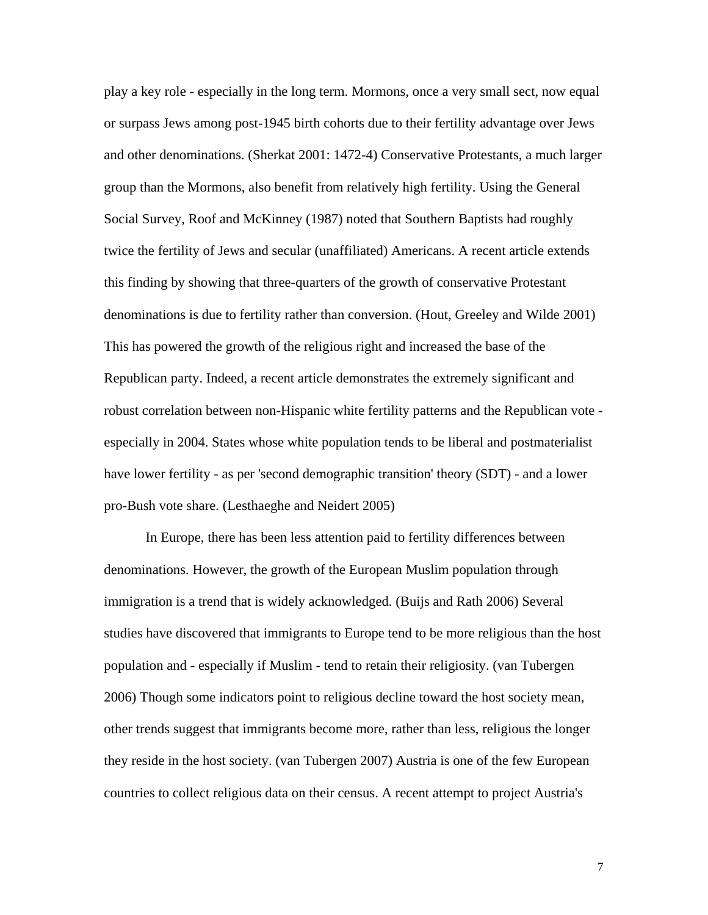play a key role - especially in the long term. Mormons, once a very small sect, now equal or surpass Jews among post-1945 birth cohorts due to their fertility advantage over Jews and other denominations. (Sherkat 2001: 1472-4) Conservative Protestants, a much larger group than the Mormons, also benefit from relatively high fertility. Using the General Social Survey, Roof and McKinney (1987) noted that Southern Baptists had roughly twice the fertility of Jews and secular (unaffiliated) Americans. A recent article extends this finding by showing that three-quarters of the growth of conservative Protestant denominations is due to fertility rather than conversion. (Hout, Greeley and Wilde 2001) This has powered the growth of the religious right and increased the base of the Republican party. Indeed, a recent article demonstrates the extremely significant and robust correlation between non-Hispanic white fertility patterns and the Republican vote - especially in 2004. States whose white population tends to be liberal and postmaterialist have lower fertility - as per 'second demographic transition' theory (SDT) - and a lower pro-Bush vote share. (Lesthaeghe and Neidert 2005)

In Europe, there has been less attention paid to fertility differences between denominations. However, the growth of the European Muslim population through immigration is a trend that is widely acknowledged. (Buijs and Rath 2006) Several studies have discovered that immigrants to Europe tend to be more religious than the host population and - especially if Muslim - tend to retain their religiosity. (van Tubergen 2006) Though some indicators point to religious decline toward the host society mean, other trends suggest that immigrants become more, rather than less, religious the longer they reside in the host society. (van Tubergen 2007) Austria is one of the few European countries to collect religious data on their census. A recent attempt to project Austria's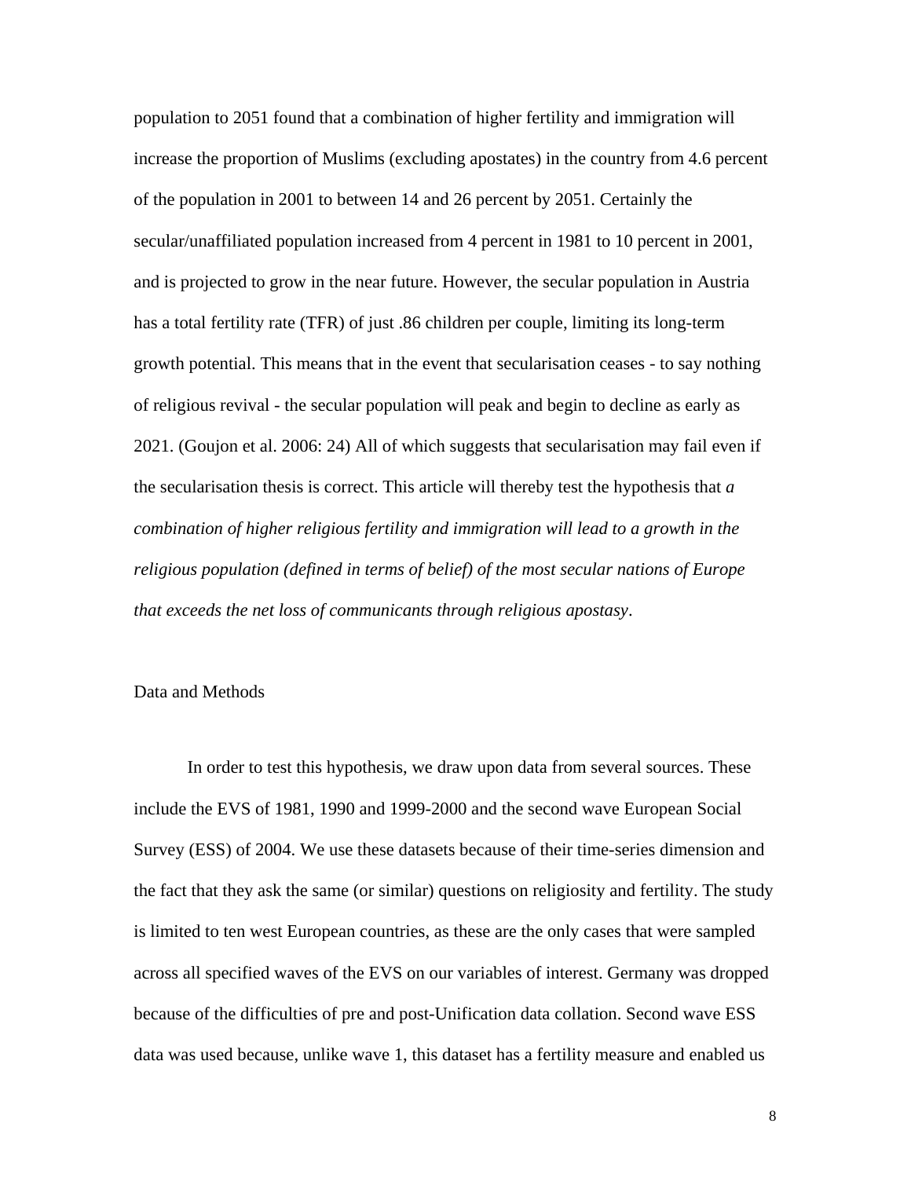population to 2051 found that a combination of higher fertility and immigration will increase the proportion of Muslims (excluding apostates) in the country from 4.6 percent of the population in 2001 to between 14 and 26 percent by 2051. Certainly the secular/unaffiliated population increased from 4 percent in 1981 to 10 percent in 2001, and is projected to grow in the near future. However, the secular population in Austria has a total fertility rate (TFR) of just .86 children per couple, limiting its long-term growth potential. This means that in the event that secularisation ceases - to say nothing of religious revival - the secular population will peak and begin to decline as early as 2021. (Goujon et al. 2006: 24) All of which suggests that secularisation may fail even if the secularisation thesis is correct. This article will thereby test the hypothesis that *a combination of higher religious fertility and immigration will lead to a growth in the religious population (defined in terms of belief) of the most secular nations of Europe that exceeds the net loss of communicants through religious apostasy*.

## Data and Methods

In order to test this hypothesis, we draw upon data from several sources. These include the EVS of 1981, 1990 and 1999-2000 and the second wave European Social Survey (ESS) of 2004. We use these datasets because of their time-series dimension and the fact that they ask the same (or similar) questions on religiosity and fertility. The study is limited to ten west European countries, as these are the only cases that were sampled across all specified waves of the EVS on our variables of interest. Germany was dropped because of the difficulties of pre and post-Unification data collation. Second wave ESS data was used because, unlike wave 1, this dataset has a fertility measure and enabled us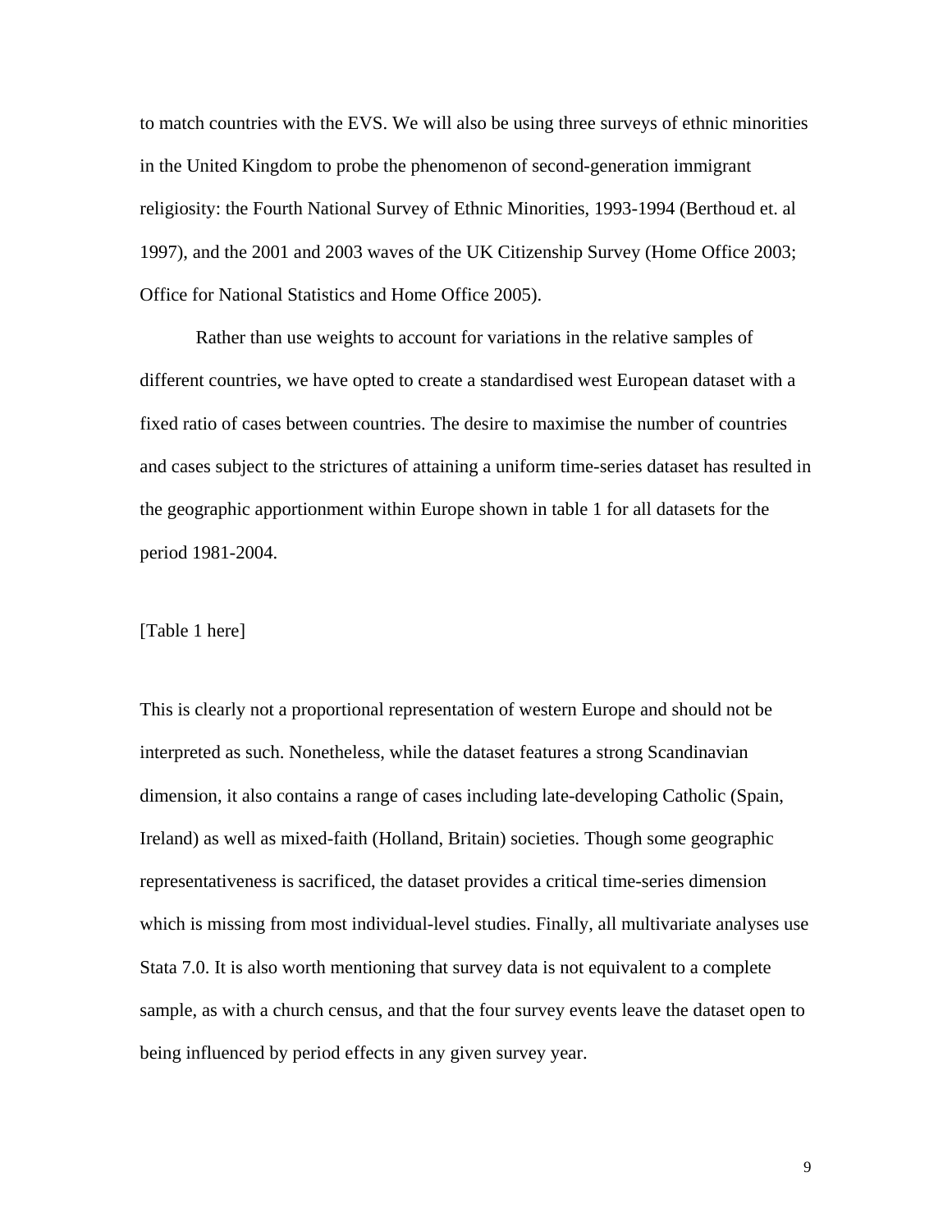to match countries with the EVS. We will also be using three surveys of ethnic minorities in the United Kingdom to probe the phenomenon of second-generation immigrant religiosity: the Fourth National Survey of Ethnic Minorities, 1993-1994 (Berthoud et. al 1997), and the 2001 and 2003 waves of the UK Citizenship Survey (Home Office 2003; Office for National Statistics and Home Office 2005).

Rather than use weights to account for variations in the relative samples of different countries, we have opted to create a standardised west European dataset with a fixed ratio of cases between countries. The desire to maximise the number of countries and cases subject to the strictures of attaining a uniform time-series dataset has resulted in the geographic apportionment within Europe shown in table 1 for all datasets for the period 1981-2004.

[Table 1 here]

This is clearly not a proportional representation of western Europe and should not be interpreted as such. Nonetheless, while the dataset features a strong Scandinavian dimension, it also contains a range of cases including late-developing Catholic (Spain, Ireland) as well as mixed-faith (Holland, Britain) societies. Though some geographic representativeness is sacrificed, the dataset provides a critical time-series dimension which is missing from most individual-level studies. Finally, all multivariate analyses use Stata 7.0. It is also worth mentioning that survey data is not equivalent to a complete sample, as with a church census, and that the four survey events leave the dataset open to being influenced by period effects in any given survey year.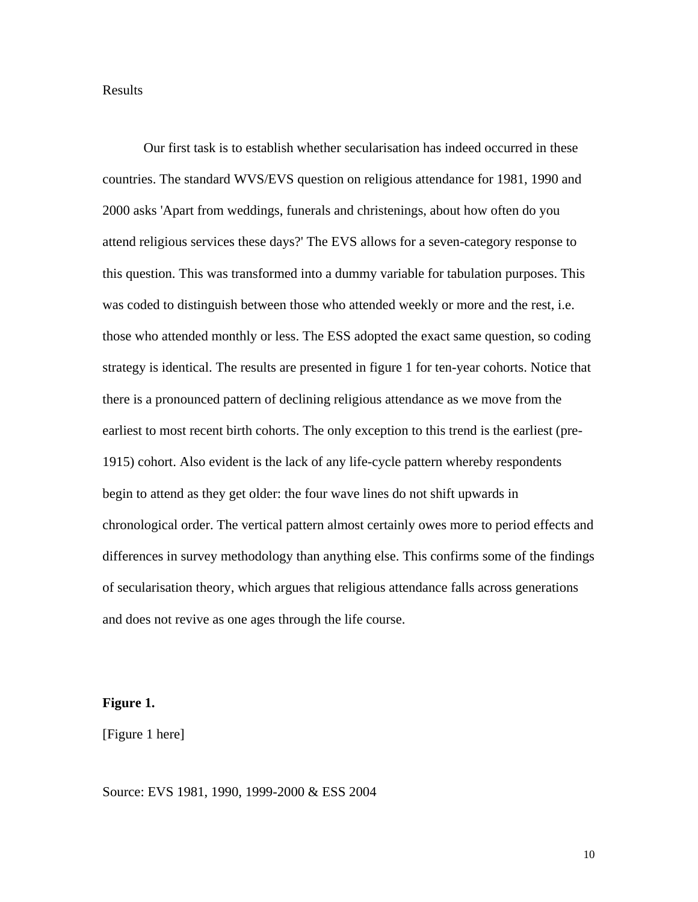Results

Our first task is to establish whether secularisation has indeed occurred in these countries. The standard WVS/EVS question on religious attendance for 1981, 1990 and 2000 asks 'Apart from weddings, funerals and christenings, about how often do you attend religious services these days?' The EVS allows for a seven-category response to this question. This was transformed into a dummy variable for tabulation purposes. This was coded to distinguish between those who attended weekly or more and the rest, i.e. those who attended monthly or less. The ESS adopted the exact same question, so coding strategy is identical. The results are presented in figure 1 for ten-year cohorts. Notice that there is a pronounced pattern of declining religious attendance as we move from the earliest to most recent birth cohorts. The only exception to this trend is the earliest (pre-1915) cohort. Also evident is the lack of any life-cycle pattern whereby respondents begin to attend as they get older: the four wave lines do not shift upwards in chronological order. The vertical pattern almost certainly owes more to period effects and differences in survey methodology than anything else. This confirms some of the findings of secularisation theory, which argues that religious attendance falls across generations and does not revive as one ages through the life course.

**Figure 1.**

[Figure 1 here]

Source: EVS 1981, 1990, 1999-2000 & ESS 2004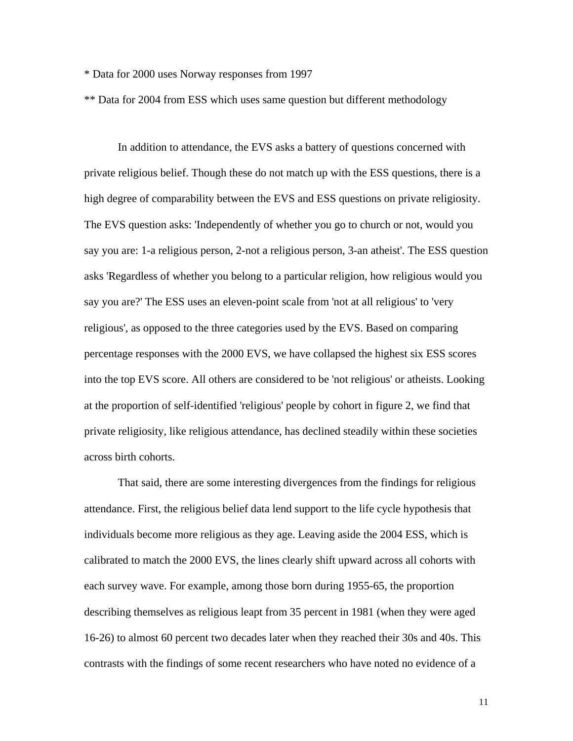* Data for 2000 uses Norway responses from 1997

** Data for 2004 from ESS which uses same question but different methodology

In addition to attendance, the EVS asks a battery of questions concerned with private religious belief. Though these do not match up with the ESS questions, there is a high degree of comparability between the EVS and ESS questions on private religiosity. The EVS question asks: 'Independently of whether you go to church or not, would you say you are: 1-a religious person, 2-not a religious person, 3-an atheist'. The ESS question asks 'Regardless of whether you belong to a particular religion, how religious would you say you are?' The ESS uses an eleven-point scale from 'not at all religious' to 'very religious', as opposed to the three categories used by the EVS. Based on comparing percentage responses with the 2000 EVS, we have collapsed the highest six ESS scores into the top EVS score. All others are considered to be 'not religious' or atheists. Looking at the proportion of self-identified 'religious' people by cohort in figure 2, we find that private religiosity, like religious attendance, has declined steadily within these societies across birth cohorts.

That said, there are some interesting divergences from the findings for religious attendance. First, the religious belief data lend support to the life cycle hypothesis that individuals become more religious as they age. Leaving aside the 2004 ESS, which is calibrated to match the 2000 EVS, the lines clearly shift upward across all cohorts with each survey wave. For example, among those born during 1955-65, the proportion describing themselves as religious leapt from 35 percent in 1981 (when they were aged 16-26) to almost 60 percent two decades later when they reached their 30s and 40s. This contrasts with the findings of some recent researchers who have noted no evidence of a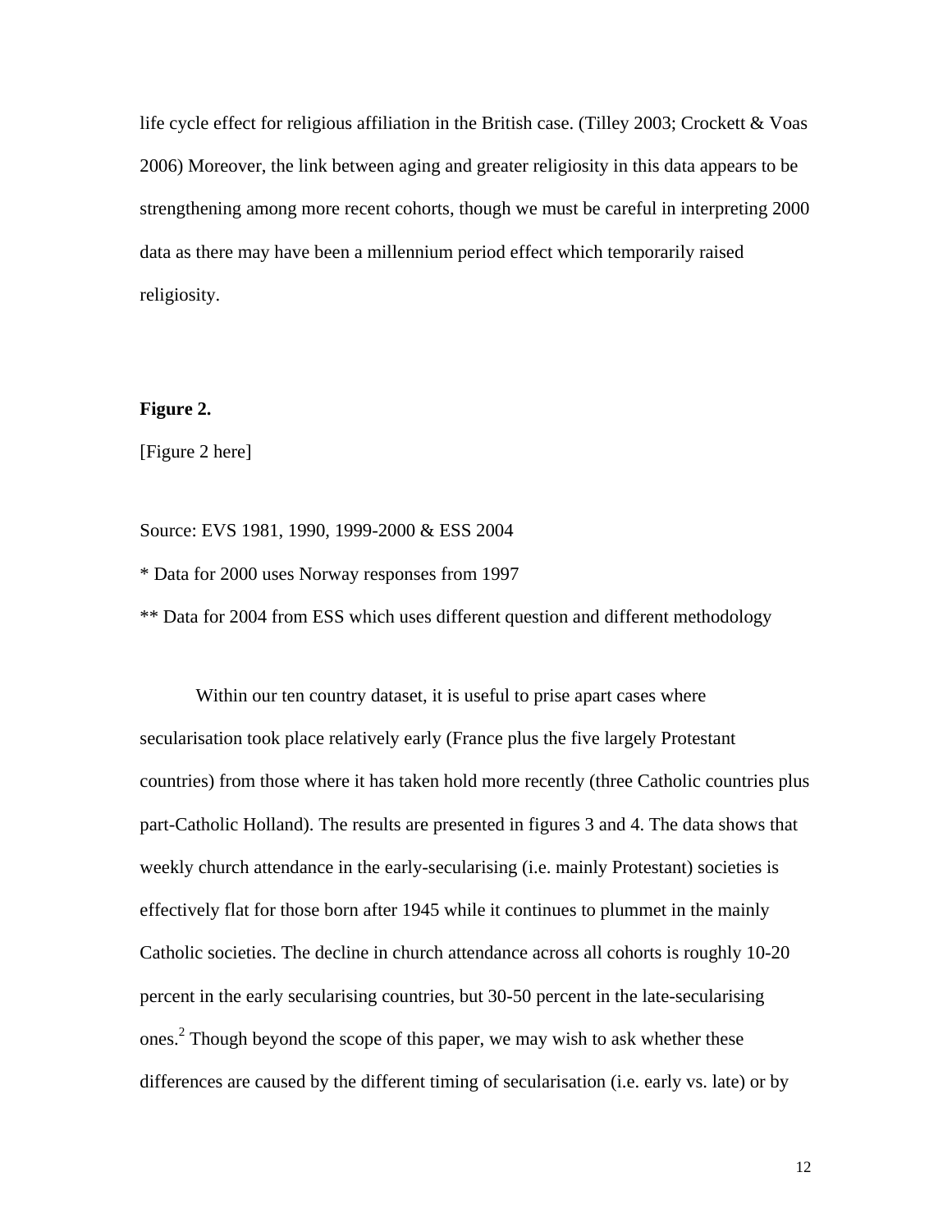life cycle effect for religious affiliation in the British case. (Tilley 2003; Crockett & Voas 2006) Moreover, the link between aging and greater religiosity in this data appears to be strengthening among more recent cohorts, though we must be careful in interpreting 2000 data as there may have been a millennium period effect which temporarily raised religiosity.

**Figure 2.**

[Figure 2 here]

Source: EVS 1981, 1990, 1999-2000 & ESS 2004

* Data for 2000 uses Norway responses from 1997

** Data for 2004 from ESS which uses different question and different methodology

Within our ten country dataset, it is useful to prise apart cases where secularisation took place relatively early (France plus the five largely Protestant countries) from those where it has taken hold more recently (three Catholic countries plus part-Catholic Holland). The results are presented in figures 3 and 4. The data shows that weekly church attendance in the early-secularising (i.e. mainly Protestant) societies is effectively flat for those born after 1945 while it continues to plummet in the mainly Catholic societies. The decline in church attendance across all cohorts is roughly 10-20 percent in the early secularising countries, but 30-50 percent in the late-secularising ones.[2] Though beyond the scope of this paper, we may wish to ask whether these differences are caused by the different timing of secularisation (i.e. early vs. late) or by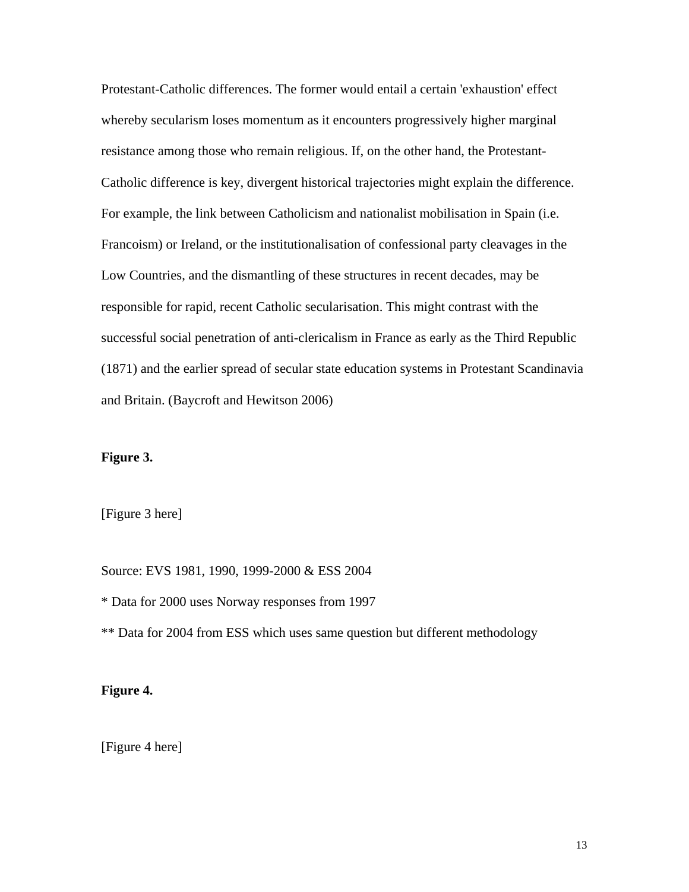Protestant-Catholic differences. The former would entail a certain 'exhaustion' effect whereby secularism loses momentum as it encounters progressively higher marginal resistance among those who remain religious. If, on the other hand, the Protestant-Catholic difference is key, divergent historical trajectories might explain the difference. For example, the link between Catholicism and nationalist mobilisation in Spain (i.e. Francoism) or Ireland, or the institutionalisation of confessional party cleavages in the Low Countries, and the dismantling of these structures in recent decades, may be responsible for rapid, recent Catholic secularisation. This might contrast with the successful social penetration of anti-clericalism in France as early as the Third Republic (1871) and the earlier spread of secular state education systems in Protestant Scandinavia and Britain. (Baycroft and Hewitson 2006)

**Figure 3.**

[Figure 3 here]

Source: EVS 1981, 1990, 1999-2000 & ESS 2004

* Data for 2000 uses Norway responses from 1997

** Data for 2004 from ESS which uses same question but different methodology

**Figure 4.**

[Figure 4 here]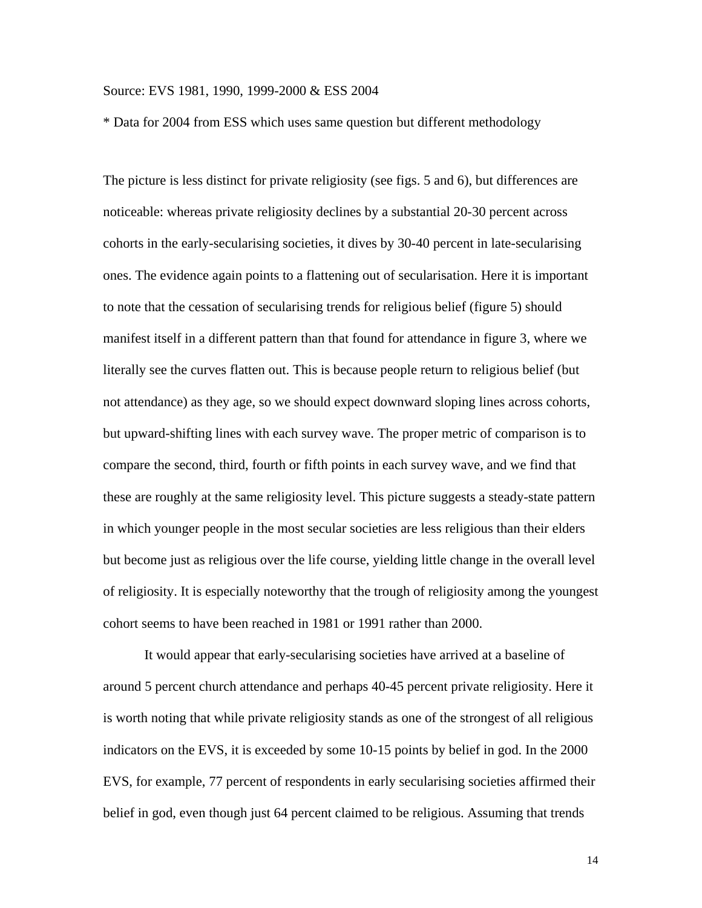Source: EVS 1981, 1990, 1999-2000 & ESS 2004

* Data for 2004 from ESS which uses same question but different methodology

The picture is less distinct for private religiosity (see figs. 5 and 6), but differences are noticeable: whereas private religiosity declines by a substantial 20-30 percent across cohorts in the early-secularising societies, it dives by 30-40 percent in late-secularising ones. The evidence again points to a flattening out of secularisation. Here it is important to note that the cessation of secularising trends for religious belief (figure 5) should manifest itself in a different pattern than that found for attendance in figure 3, where we literally see the curves flatten out. This is because people return to religious belief (but not attendance) as they age, so we should expect downward sloping lines across cohorts, but upward-shifting lines with each survey wave. The proper metric of comparison is to compare the second, third, fourth or fifth points in each survey wave, and we find that these are roughly at the same religiosity level. This picture suggests a steady-state pattern in which younger people in the most secular societies are less religious than their elders but become just as religious over the life course, yielding little change in the overall level of religiosity. It is especially noteworthy that the trough of religiosity among the youngest cohort seems to have been reached in 1981 or 1991 rather than 2000.

It would appear that early-secularising societies have arrived at a baseline of around 5 percent church attendance and perhaps 40-45 percent private religiosity. Here it is worth noting that while private religiosity stands as one of the strongest of all religious indicators on the EVS, it is exceeded by some 10-15 points by belief in god. In the 2000 EVS, for example, 77 percent of respondents in early secularising societies affirmed their belief in god, even though just 64 percent claimed to be religious. Assuming that trends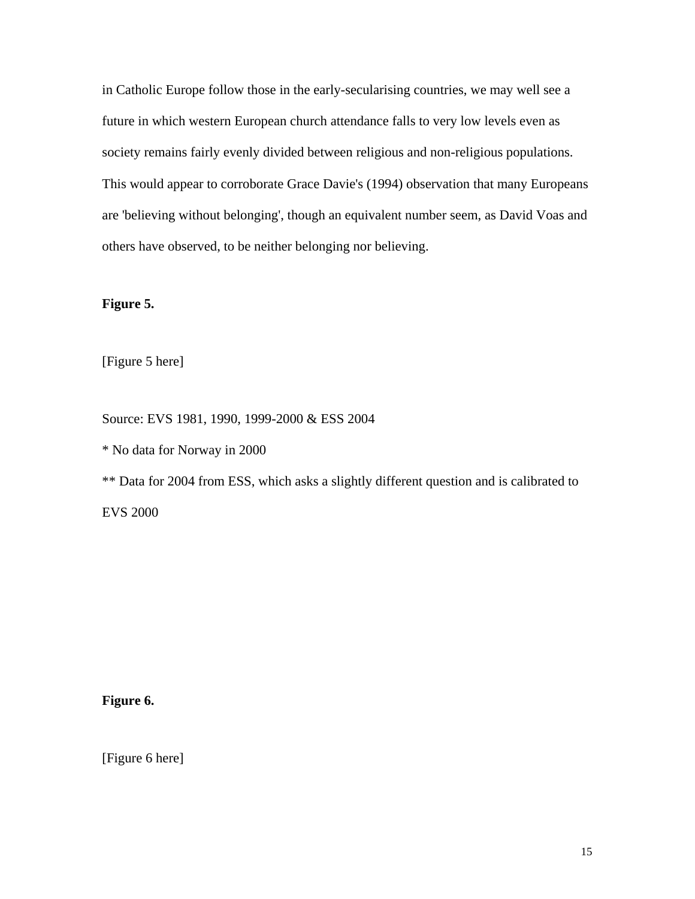in Catholic Europe follow those in the early-secularising countries, we may well see a future in which western European church attendance falls to very low levels even as society remains fairly evenly divided between religious and non-religious populations. This would appear to corroborate Grace Davie's (1994) observation that many Europeans are 'believing without belonging', though an equivalent number seem, as David Voas and others have observed, to be neither belonging nor believing.

**Figure 5.**

[Figure 5 here]

Source: EVS 1981, 1990, 1999-2000 & ESS 2004

* No data for Norway in 2000

** Data for 2004 from ESS, which asks a slightly different question and is calibrated to EVS 2000

**Figure 6.**

[Figure 6 here]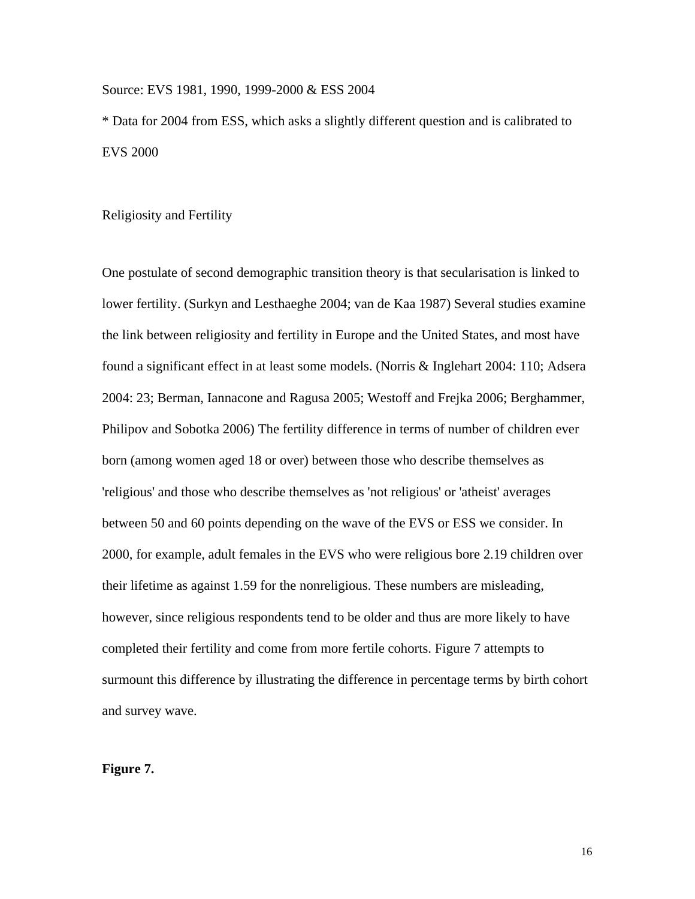Source: EVS 1981, 1990, 1999-2000 & ESS 2004

* Data for 2004 from ESS, which asks a slightly different question and is calibrated to EVS 2000

## Religiosity and Fertility

One postulate of second demographic transition theory is that secularisation is linked to lower fertility. (Surkyn and Lesthaeghe 2004; van de Kaa 1987) Several studies examine the link between religiosity and fertility in Europe and the United States, and most have found a significant effect in at least some models. (Norris & Inglehart 2004: 110; Adsera 2004: 23; Berman, Iannacone and Ragusa 2005; Westoff and Frejka 2006; Berghammer, Philipov and Sobotka 2006) The fertility difference in terms of number of children ever born (among women aged 18 or over) between those who describe themselves as 'religious' and those who describe themselves as 'not religious' or 'atheist' averages between 50 and 60 points depending on the wave of the EVS or ESS we consider. In 2000, for example, adult females in the EVS who were religious bore 2.19 children over their lifetime as against 1.59 for the nonreligious. These numbers are misleading, however, since religious respondents tend to be older and thus are more likely to have completed their fertility and come from more fertile cohorts. Figure 7 attempts to surmount this difference by illustrating the difference in percentage terms by birth cohort and survey wave.

**Figure 7.**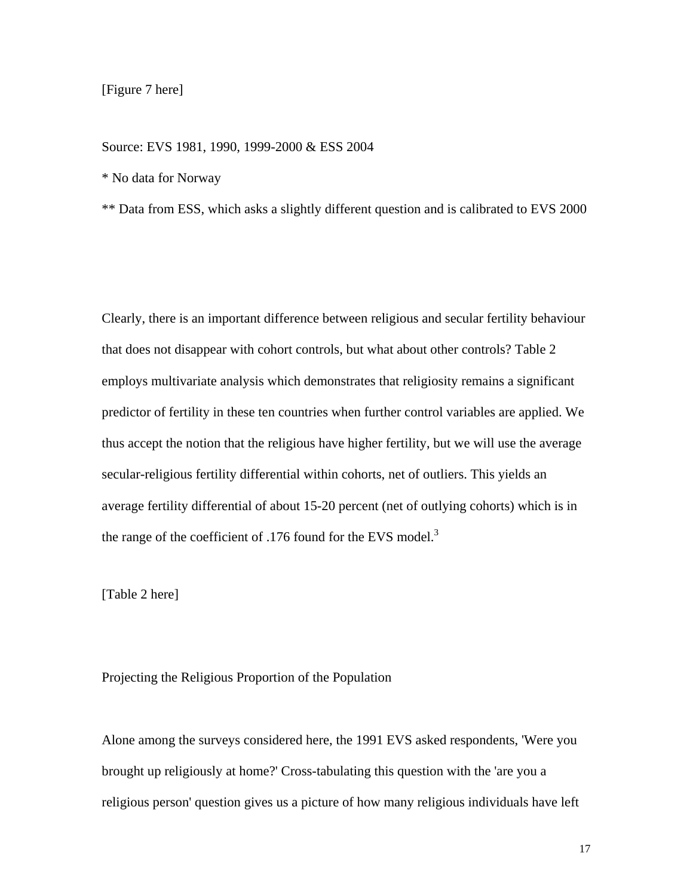[Figure 7 here]

Source: EVS 1981, 1990, 1999-2000 & ESS 2004

* No data for Norway

** Data from ESS, which asks a slightly different question and is calibrated to EVS 2000

Clearly, there is an important difference between religious and secular fertility behaviour that does not disappear with cohort controls, but what about other controls? Table 2 employs multivariate analysis which demonstrates that religiosity remains a significant predictor of fertility in these ten countries when further control variables are applied. We thus accept the notion that the religious have higher fertility, but we will use the average secular-religious fertility differential within cohorts, net of outliers. This yields an average fertility differential of about 15-20 percent (net of outlying cohorts) which is in the range of the coefficient of .176 found for the EVS model.[3]

[Table 2 here]

## Projecting the Religious Proportion of the Population

Alone among the surveys considered here, the 1991 EVS asked respondents, 'Were you brought up religiously at home?' Cross-tabulating this question with the 'are you a religious person' question gives us a picture of how many religious individuals have left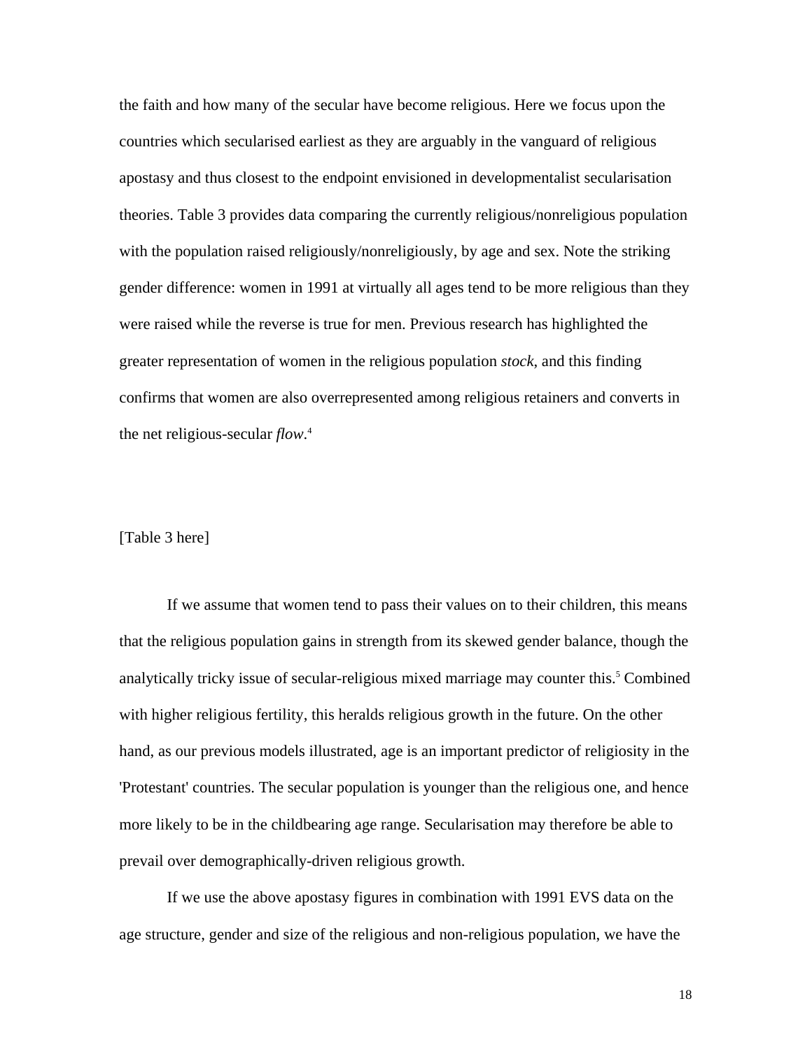the faith and how many of the secular have become religious. Here we focus upon the countries which secularised earliest as they are arguably in the vanguard of religious apostasy and thus closest to the endpoint envisioned in developmentalist secularisation theories. Table 3 provides data comparing the currently religious/nonreligious population with the population raised religiously/nonreligiously, by age and sex. Note the striking gender difference: women in 1991 at virtually all ages tend to be more religious than they were raised while the reverse is true for men. Previous research has highlighted the greater representation of women in the religious population *stock*, and this finding confirms that women are also overrepresented among religious retainers and converts in the net religious-secular *flow*.[4]

[Table 3 here]

If we assume that women tend to pass their values on to their children, this means that the religious population gains in strength from its skewed gender balance, though the analytically tricky issue of secular-religious mixed marriage may counter this.[5] Combined with higher religious fertility, this heralds religious growth in the future. On the other hand, as our previous models illustrated, age is an important predictor of religiosity in the 'Protestant' countries. The secular population is younger than the religious one, and hence more likely to be in the childbearing age range. Secularisation may therefore be able to prevail over demographically-driven religious growth.

If we use the above apostasy figures in combination with 1991 EVS data on the age structure, gender and size of the religious and non-religious population, we have the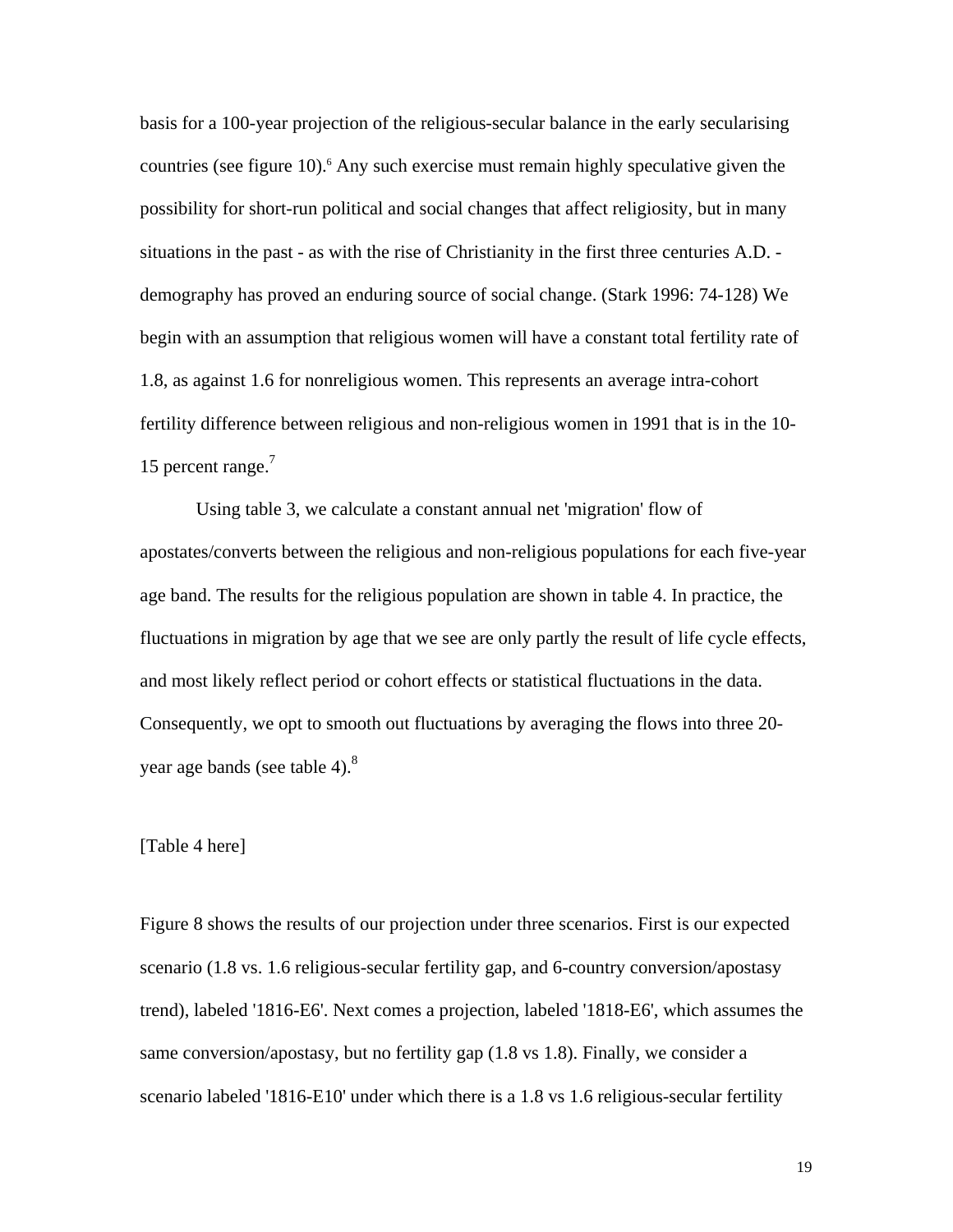basis for a 100-year projection of the religious-secular balance in the early secularising countries (see figure 10).[6] Any such exercise must remain highly speculative given the possibility for short-run political and social changes that affect religiosity, but in many situations in the past - as with the rise of Christianity in the first three centuries A.D. - demography has proved an enduring source of social change. (Stark 1996: 74-128) We begin with an assumption that religious women will have a constant total fertility rate of 1.8, as against 1.6 for nonreligious women. This represents an average intra-cohort fertility difference between religious and non-religious women in 1991 that is in the 10-15 percent range.[7]

Using table 3, we calculate a constant annual net 'migration' flow of apostates/converts between the religious and non-religious populations for each five-year age band. The results for the religious population are shown in table 4. In practice, the fluctuations in migration by age that we see are only partly the result of life cycle effects, and most likely reflect period or cohort effects or statistical fluctuations in the data. Consequently, we opt to smooth out fluctuations by averaging the flows into three 20-year age bands (see table 4).[8]

[Table 4 here]

Figure 8 shows the results of our projection under three scenarios. First is our expected scenario (1.8 vs. 1.6 religious-secular fertility gap, and 6-country conversion/apostasy trend), labeled '1816-E6'. Next comes a projection, labeled '1818-E6', which assumes the same conversion/apostasy, but no fertility gap (1.8 vs 1.8). Finally, we consider a scenario labeled '1816-E10' under which there is a 1.8 vs 1.6 religious-secular fertility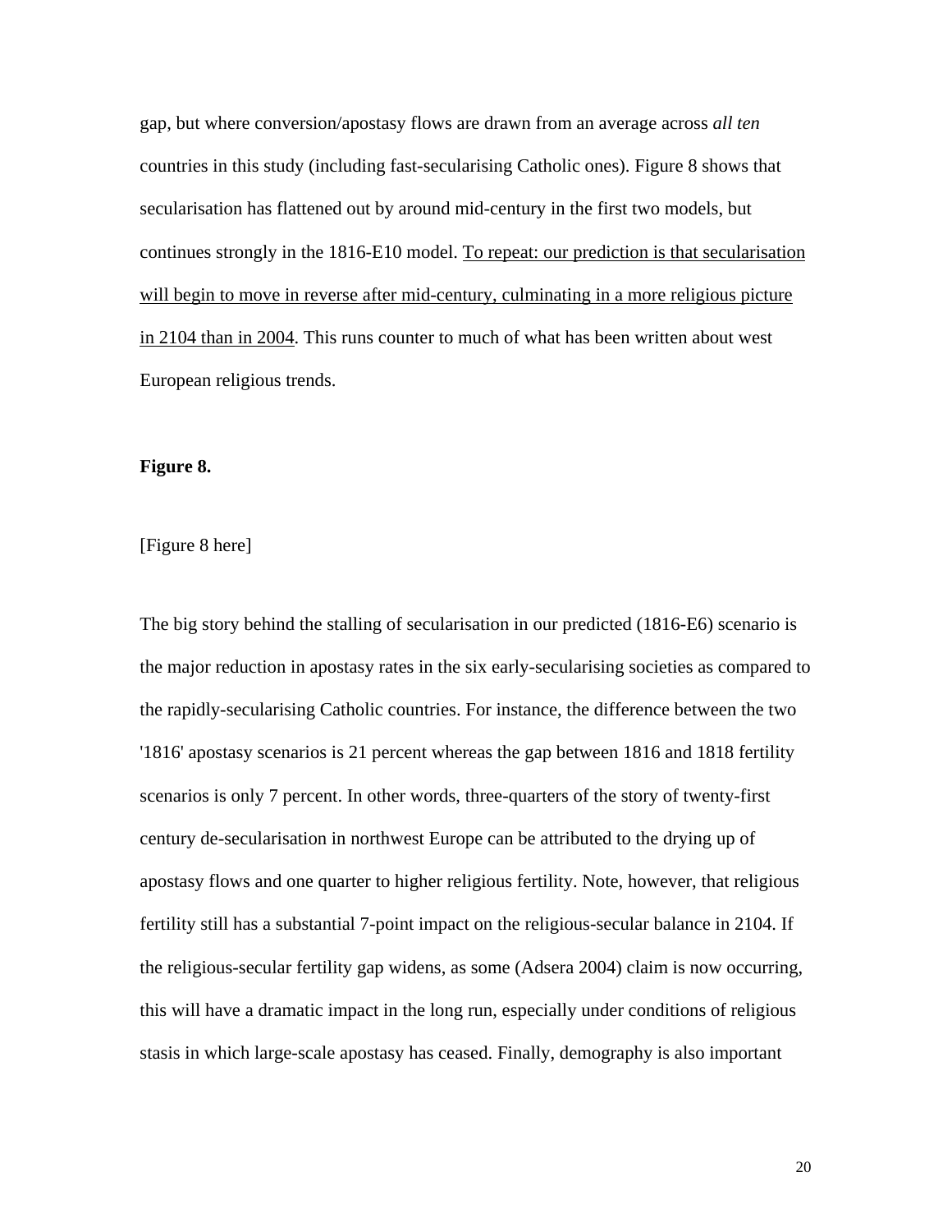gap, but where conversion/apostasy flows are drawn from an average across *all ten* countries in this study (including fast-secularising Catholic ones). Figure 8 shows that secularisation has flattened out by around mid-century in the first two models, but continues strongly in the 1816-E10 model. <u>To repeat: our prediction is that secularisation will begin to move in reverse after mid-century, culminating in a more religious picture in 2104 than in 2004</u>. This runs counter to much of what has been written about west European religious trends.

**Figure 8.**

[Figure 8 here]

The big story behind the stalling of secularisation in our predicted (1816-E6) scenario is the major reduction in apostasy rates in the six early-secularising societies as compared to the rapidly-secularising Catholic countries. For instance, the difference between the two '1816' apostasy scenarios is 21 percent whereas the gap between 1816 and 1818 fertility scenarios is only 7 percent. In other words, three-quarters of the story of twenty-first century de-secularisation in northwest Europe can be attributed to the drying up of apostasy flows and one quarter to higher religious fertility. Note, however, that religious fertility still has a substantial 7-point impact on the religious-secular balance in 2104. If the religious-secular fertility gap widens, as some (Adsera 2004) claim is now occurring, this will have a dramatic impact in the long run, especially under conditions of religious stasis in which large-scale apostasy has ceased. Finally, demography is also important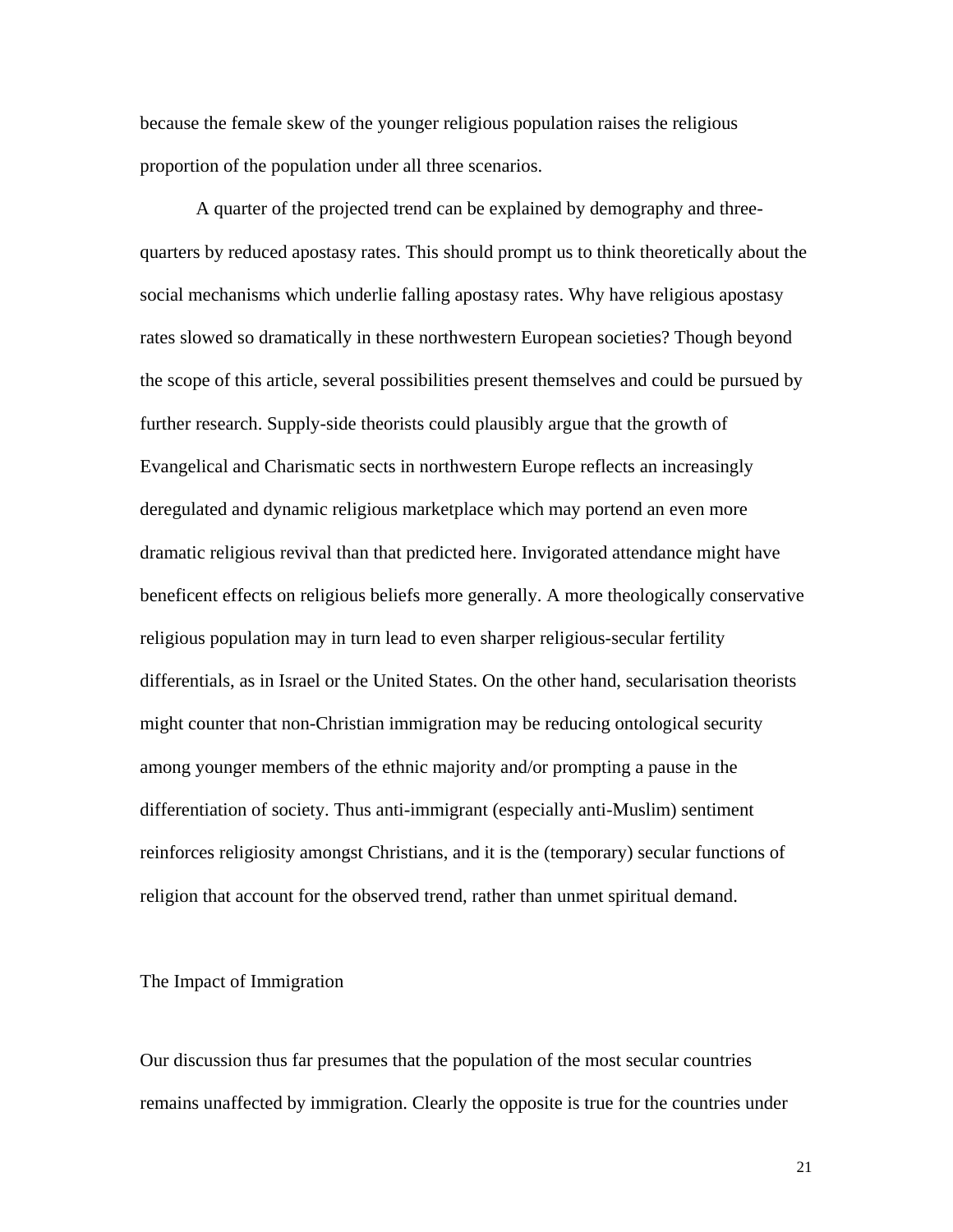because the female skew of the younger religious population raises the religious proportion of the population under all three scenarios.

A quarter of the projected trend can be explained by demography and three-quarters by reduced apostasy rates. This should prompt us to think theoretically about the social mechanisms which underlie falling apostasy rates. Why have religious apostasy rates slowed so dramatically in these northwestern European societies? Though beyond the scope of this article, several possibilities present themselves and could be pursued by further research. Supply-side theorists could plausibly argue that the growth of Evangelical and Charismatic sects in northwestern Europe reflects an increasingly deregulated and dynamic religious marketplace which may portend an even more dramatic religious revival than that predicted here. Invigorated attendance might have beneficent effects on religious beliefs more generally. A more theologically conservative religious population may in turn lead to even sharper religious-secular fertility differentials, as in Israel or the United States. On the other hand, secularisation theorists might counter that non-Christian immigration may be reducing ontological security among younger members of the ethnic majority and/or prompting a pause in the differentiation of society. Thus anti-immigrant (especially anti-Muslim) sentiment reinforces religiosity amongst Christians, and it is the (temporary) secular functions of religion that account for the observed trend, rather than unmet spiritual demand.

## The Impact of Immigration

Our discussion thus far presumes that the population of the most secular countries remains unaffected by immigration. Clearly the opposite is true for the countries under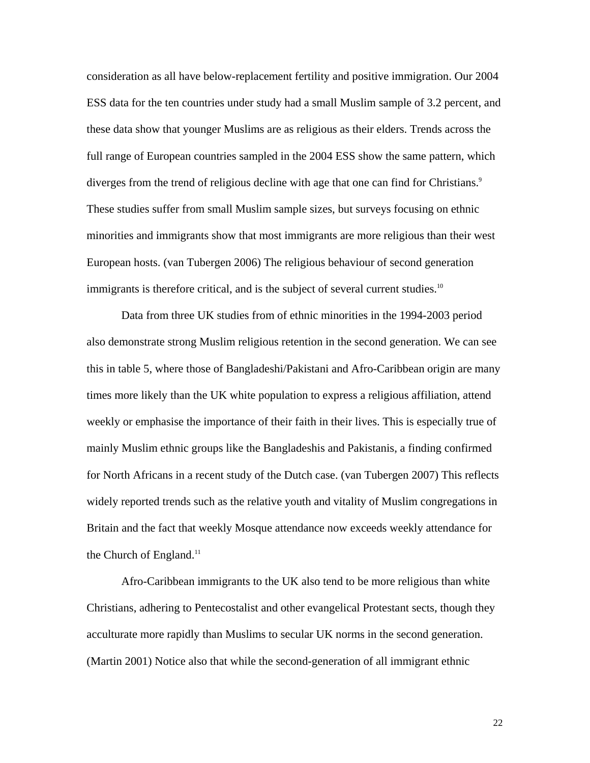consideration as all have below-replacement fertility and positive immigration. Our 2004 ESS data for the ten countries under study had a small Muslim sample of 3.2 percent, and these data show that younger Muslims are as religious as their elders. Trends across the full range of European countries sampled in the 2004 ESS show the same pattern, which diverges from the trend of religious decline with age that one can find for Christians.[9] These studies suffer from small Muslim sample sizes, but surveys focusing on ethnic minorities and immigrants show that most immigrants are more religious than their west European hosts. (van Tubergen 2006) The religious behaviour of second generation immigrants is therefore critical, and is the subject of several current studies.[10]

Data from three UK studies from of ethnic minorities in the 1994-2003 period also demonstrate strong Muslim religious retention in the second generation. We can see this in table 5, where those of Bangladeshi/Pakistani and Afro-Caribbean origin are many times more likely than the UK white population to express a religious affiliation, attend weekly or emphasise the importance of their faith in their lives. This is especially true of mainly Muslim ethnic groups like the Bangladeshis and Pakistanis, a finding confirmed for North Africans in a recent study of the Dutch case. (van Tubergen 2007) This reflects widely reported trends such as the relative youth and vitality of Muslim congregations in Britain and the fact that weekly Mosque attendance now exceeds weekly attendance for the Church of England.[11]

Afro-Caribbean immigrants to the UK also tend to be more religious than white Christians, adhering to Pentecostalist and other evangelical Protestant sects, though they acculturate more rapidly than Muslims to secular UK norms in the second generation. (Martin 2001) Notice also that while the second-generation of all immigrant ethnic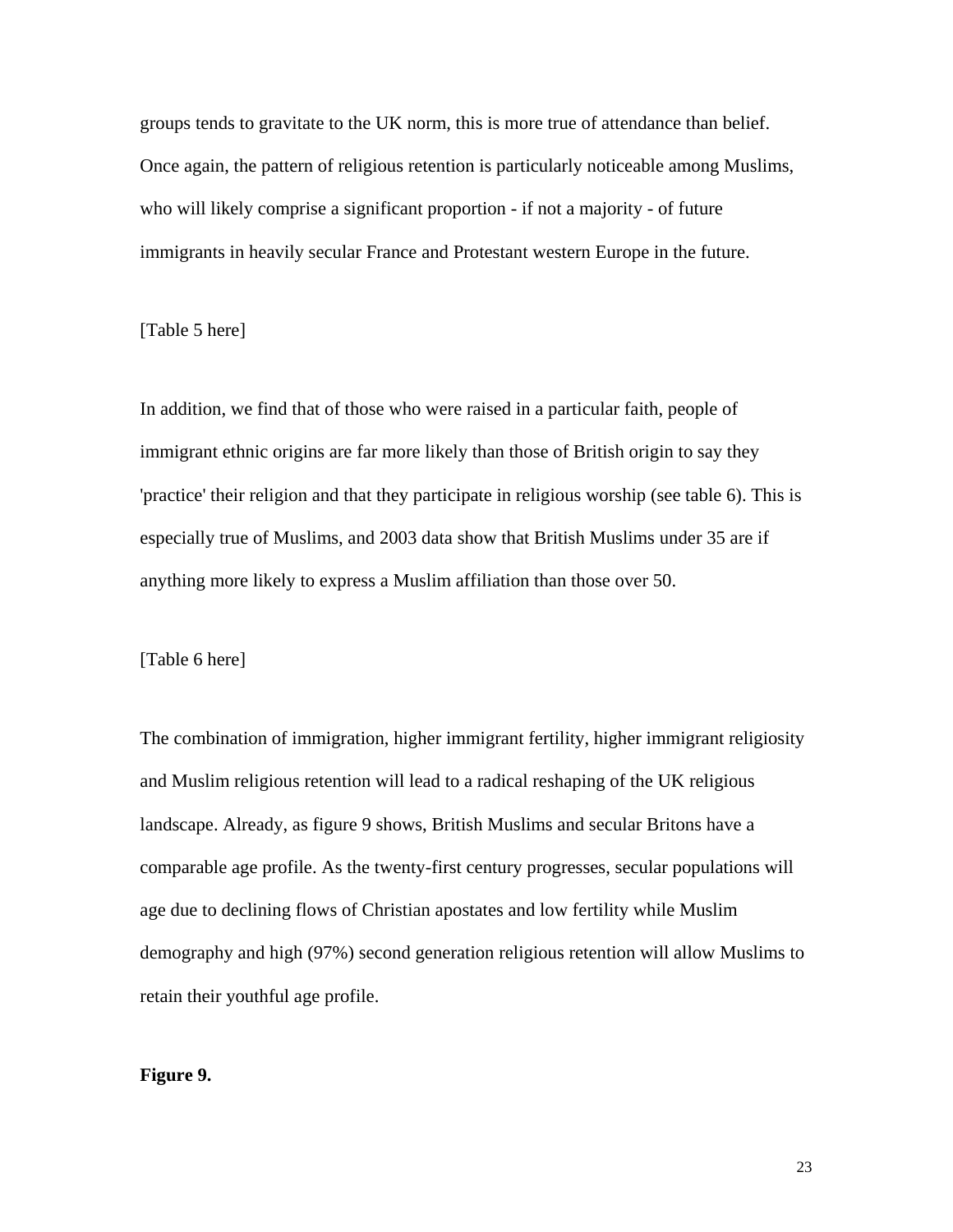groups tends to gravitate to the UK norm, this is more true of attendance than belief. Once again, the pattern of religious retention is particularly noticeable among Muslims, who will likely comprise a significant proportion - if not a majority - of future immigrants in heavily secular France and Protestant western Europe in the future.

[Table 5 here]

In addition, we find that of those who were raised in a particular faith, people of immigrant ethnic origins are far more likely than those of British origin to say they 'practice' their religion and that they participate in religious worship (see table 6). This is especially true of Muslims, and 2003 data show that British Muslims under 35 are if anything more likely to express a Muslim affiliation than those over 50.

[Table 6 here]

The combination of immigration, higher immigrant fertility, higher immigrant religiosity and Muslim religious retention will lead to a radical reshaping of the UK religious landscape. Already, as figure 9 shows, British Muslims and secular Britons have a comparable age profile. As the twenty-first century progresses, secular populations will age due to declining flows of Christian apostates and low fertility while Muslim demography and high (97%) second generation religious retention will allow Muslims to retain their youthful age profile.

**Figure 9.**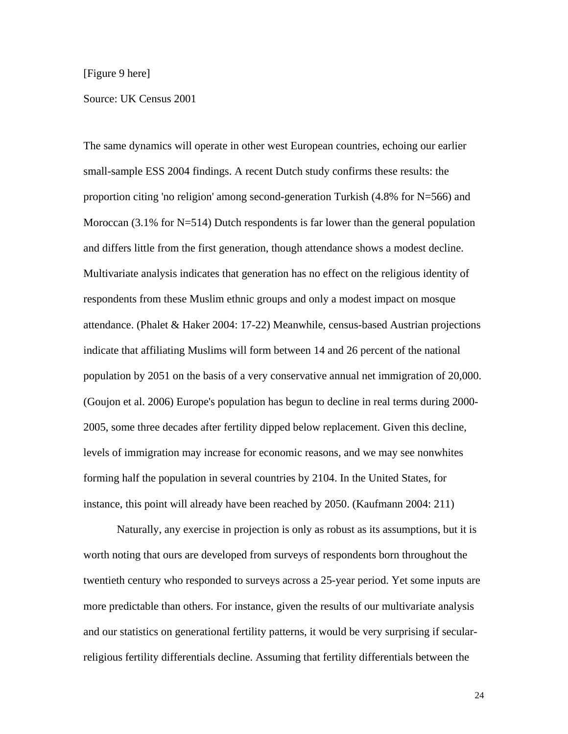[Figure 9 here]

Source: UK Census 2001

The same dynamics will operate in other west European countries, echoing our earlier small-sample ESS 2004 findings. A recent Dutch study confirms these results: the proportion citing 'no religion' among second-generation Turkish (4.8% for N=566) and Moroccan (3.1% for N=514) Dutch respondents is far lower than the general population and differs little from the first generation, though attendance shows a modest decline. Multivariate analysis indicates that generation has no effect on the religious identity of respondents from these Muslim ethnic groups and only a modest impact on mosque attendance. (Phalet & Haker 2004: 17-22) Meanwhile, census-based Austrian projections indicate that affiliating Muslims will form between 14 and 26 percent of the national population by 2051 on the basis of a very conservative annual net immigration of 20,000. (Goujon et al. 2006) Europe's population has begun to decline in real terms during 2000-2005, some three decades after fertility dipped below replacement. Given this decline, levels of immigration may increase for economic reasons, and we may see nonwhites forming half the population in several countries by 2104. In the United States, for instance, this point will already have been reached by 2050. (Kaufmann 2004: 211)

Naturally, any exercise in projection is only as robust as its assumptions, but it is worth noting that ours are developed from surveys of respondents born throughout the twentieth century who responded to surveys across a 25-year period. Yet some inputs are more predictable than others. For instance, given the results of our multivariate analysis and our statistics on generational fertility patterns, it would be very surprising if secular-religious fertility differentials decline. Assuming that fertility differentials between the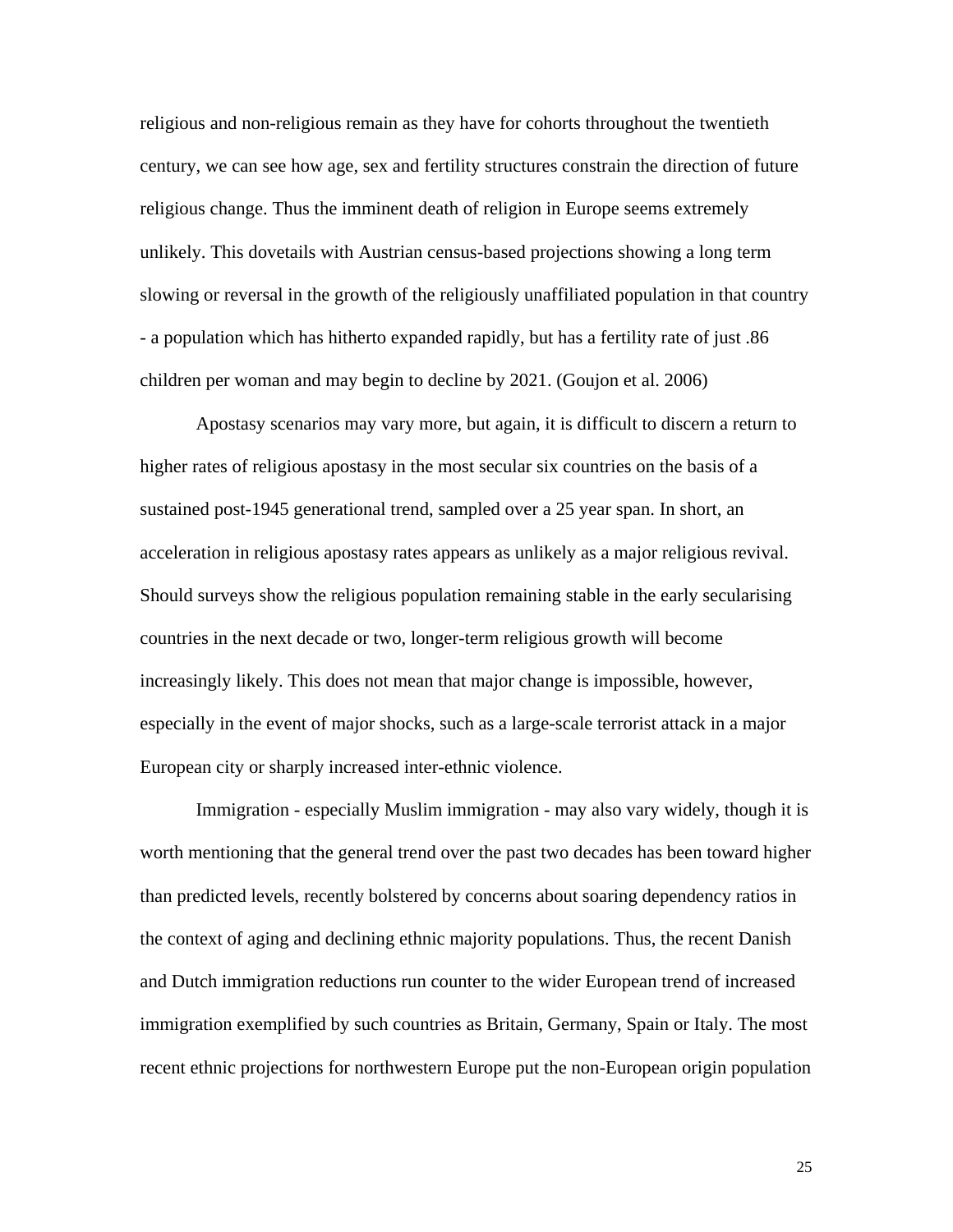religious and non-religious remain as they have for cohorts throughout the twentieth century, we can see how age, sex and fertility structures constrain the direction of future religious change. Thus the imminent death of religion in Europe seems extremely unlikely. This dovetails with Austrian census-based projections showing a long term slowing or reversal in the growth of the religiously unaffiliated population in that country - a population which has hitherto expanded rapidly, but has a fertility rate of just .86 children per woman and may begin to decline by 2021. (Goujon et al. 2006)

Apostasy scenarios may vary more, but again, it is difficult to discern a return to higher rates of religious apostasy in the most secular six countries on the basis of a sustained post-1945 generational trend, sampled over a 25 year span. In short, an acceleration in religious apostasy rates appears as unlikely as a major religious revival. Should surveys show the religious population remaining stable in the early secularising countries in the next decade or two, longer-term religious growth will become increasingly likely. This does not mean that major change is impossible, however, especially in the event of major shocks, such as a large-scale terrorist attack in a major European city or sharply increased inter-ethnic violence.

Immigration - especially Muslim immigration - may also vary widely, though it is worth mentioning that the general trend over the past two decades has been toward higher than predicted levels, recently bolstered by concerns about soaring dependency ratios in the context of aging and declining ethnic majority populations. Thus, the recent Danish and Dutch immigration reductions run counter to the wider European trend of increased immigration exemplified by such countries as Britain, Germany, Spain or Italy. The most recent ethnic projections for northwestern Europe put the non-European origin population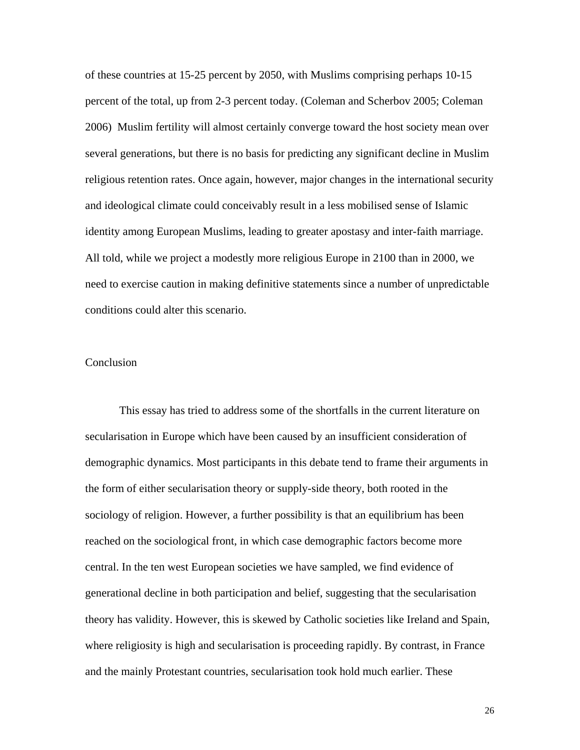of these countries at 15-25 percent by 2050, with Muslims comprising perhaps 10-15 percent of the total, up from 2-3 percent today. (Coleman and Scherbov 2005; Coleman 2006) Muslim fertility will almost certainly converge toward the host society mean over several generations, but there is no basis for predicting any significant decline in Muslim religious retention rates. Once again, however, major changes in the international security and ideological climate could conceivably result in a less mobilised sense of Islamic identity among European Muslims, leading to greater apostasy and inter-faith marriage. All told, while we project a modestly more religious Europe in 2100 than in 2000, we need to exercise caution in making definitive statements since a number of unpredictable conditions could alter this scenario.

## Conclusion

This essay has tried to address some of the shortfalls in the current literature on secularisation in Europe which have been caused by an insufficient consideration of demographic dynamics. Most participants in this debate tend to frame their arguments in the form of either secularisation theory or supply-side theory, both rooted in the sociology of religion. However, a further possibility is that an equilibrium has been reached on the sociological front, in which case demographic factors become more central. In the ten west European societies we have sampled, we find evidence of generational decline in both participation and belief, suggesting that the secularisation theory has validity. However, this is skewed by Catholic societies like Ireland and Spain, where religiosity is high and secularisation is proceeding rapidly. By contrast, in France and the mainly Protestant countries, secularisation took hold much earlier. These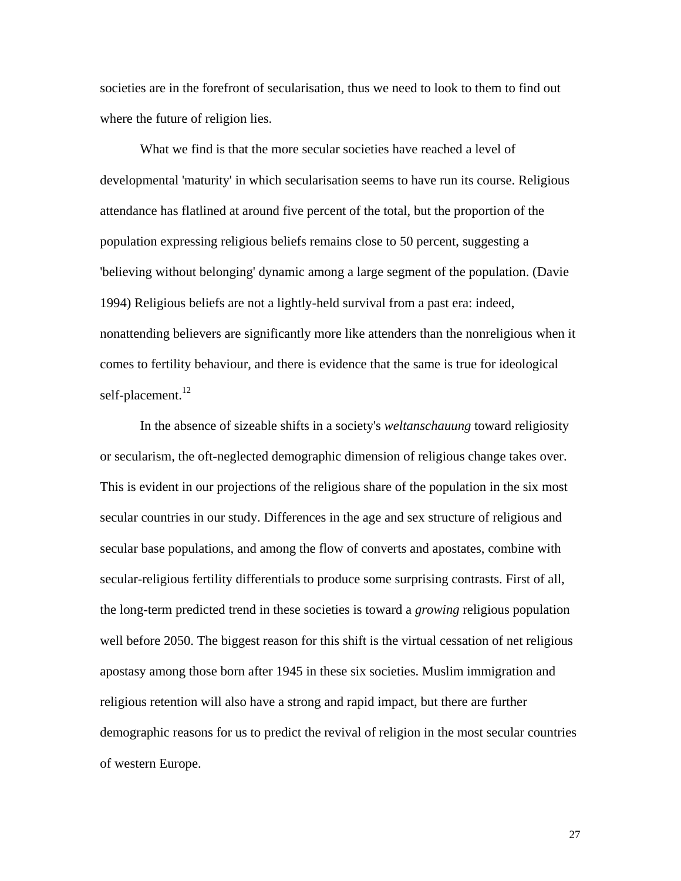societies are in the forefront of secularisation, thus we need to look to them to find out where the future of religion lies.

What we find is that the more secular societies have reached a level of developmental 'maturity' in which secularisation seems to have run its course. Religious attendance has flatlined at around five percent of the total, but the proportion of the population expressing religious beliefs remains close to 50 percent, suggesting a 'believing without belonging' dynamic among a large segment of the population. (Davie 1994) Religious beliefs are not a lightly-held survival from a past era: indeed, nonattending believers are significantly more like attenders than the nonreligious when it comes to fertility behaviour, and there is evidence that the same is true for ideological self-placement.[12]

In the absence of sizeable shifts in a society's *weltanschauung* toward religiosity or secularism, the oft-neglected demographic dimension of religious change takes over. This is evident in our projections of the religious share of the population in the six most secular countries in our study. Differences in the age and sex structure of religious and secular base populations, and among the flow of converts and apostates, combine with secular-religious fertility differentials to produce some surprising contrasts. First of all, the long-term predicted trend in these societies is toward a *growing* religious population well before 2050. The biggest reason for this shift is the virtual cessation of net religious apostasy among those born after 1945 in these six societies. Muslim immigration and religious retention will also have a strong and rapid impact, but there are further demographic reasons for us to predict the revival of religion in the most secular countries of western Europe.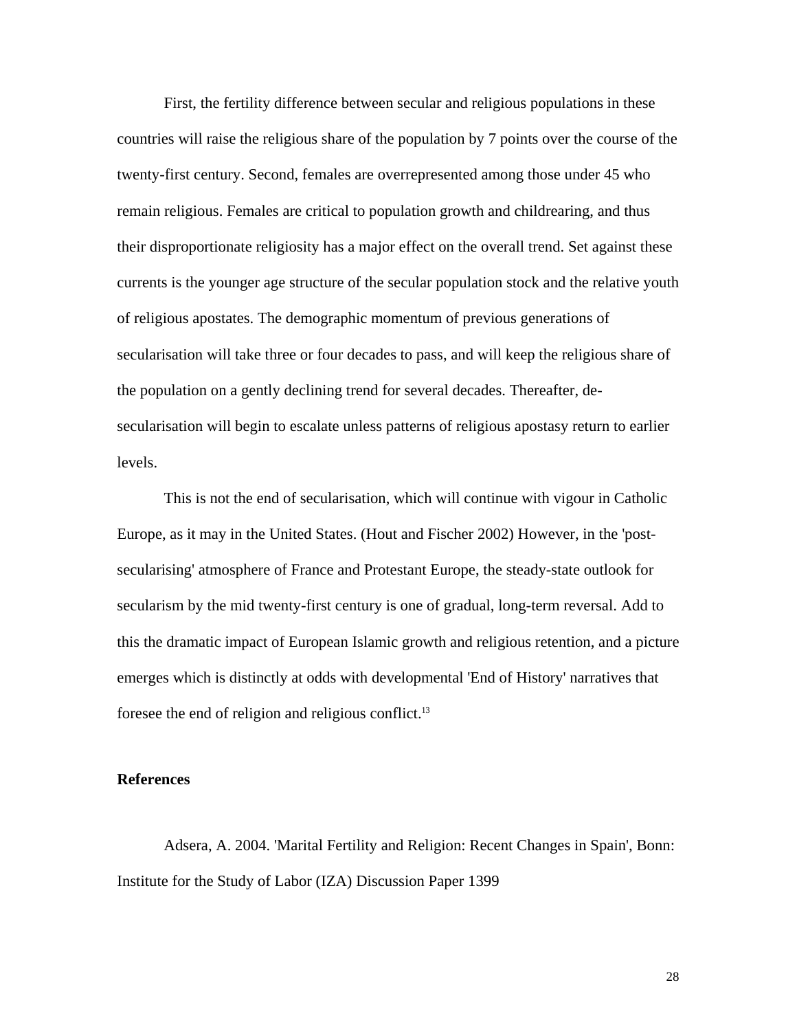First, the fertility difference between secular and religious populations in these countries will raise the religious share of the population by 7 points over the course of the twenty-first century. Second, females are overrepresented among those under 45 who remain religious. Females are critical to population growth and childrearing, and thus their disproportionate religiosity has a major effect on the overall trend. Set against these currents is the younger age structure of the secular population stock and the relative youth of religious apostates. The demographic momentum of previous generations of secularisation will take three or four decades to pass, and will keep the religious share of the population on a gently declining trend for several decades. Thereafter, de-secularisation will begin to escalate unless patterns of religious apostasy return to earlier levels.

This is not the end of secularisation, which will continue with vigour in Catholic Europe, as it may in the United States. (Hout and Fischer 2002) However, in the 'post-secularising' atmosphere of France and Protestant Europe, the steady-state outlook for secularism by the mid twenty-first century is one of gradual, long-term reversal. Add to this the dramatic impact of European Islamic growth and religious retention, and a picture emerges which is distinctly at odds with developmental 'End of History' narratives that foresee the end of religion and religious conflict.[13]

## References

Adsera, A. 2004. 'Marital Fertility and Religion: Recent Changes in Spain', Bonn: Institute for the Study of Labor (IZA) Discussion Paper 1399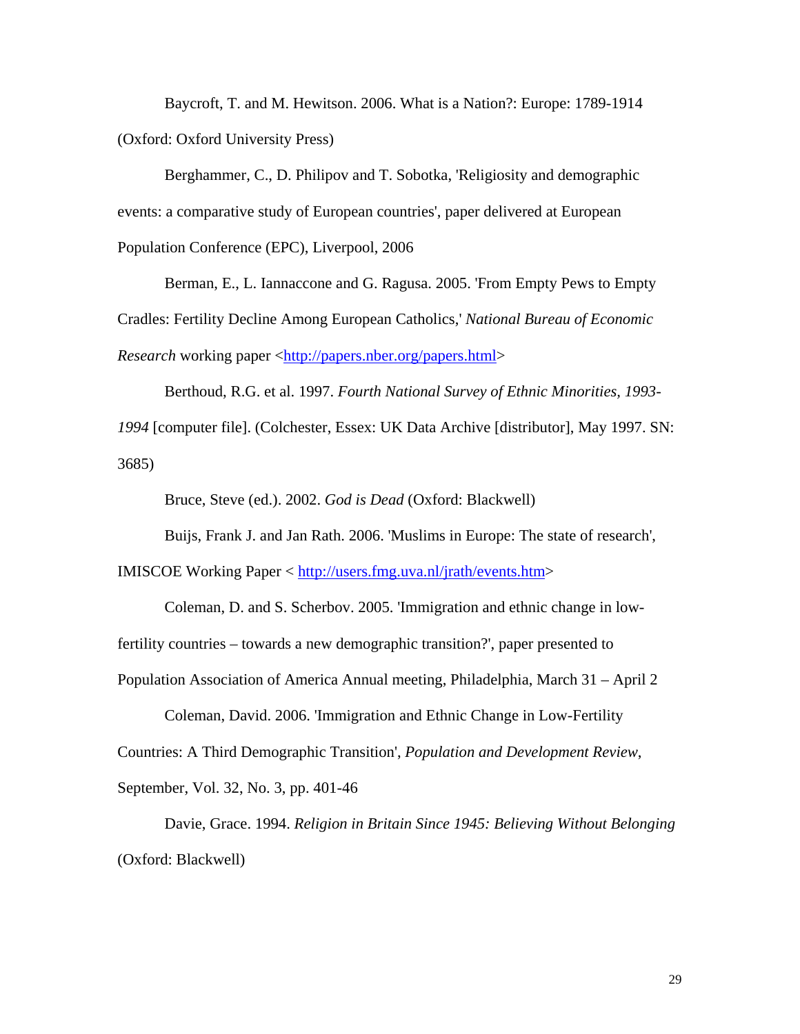Baycroft, T. and M. Hewitson. 2006. What is a Nation?: Europe: 1789-1914 (Oxford: Oxford University Press)

Berghammer, C., D. Philipov and T. Sobotka, 'Religiosity and demographic events: a comparative study of European countries', paper delivered at European Population Conference (EPC), Liverpool, 2006

Berman, E., L. Iannaccone and G. Ragusa. 2005. 'From Empty Pews to Empty Cradles: Fertility Decline Among European Catholics,' *National Bureau of Economic Research* working paper <http://papers.nber.org/papers.html>

Berthoud, R.G. et al. 1997. *Fourth National Survey of Ethnic Minorities, 1993-1994* [computer file]. (Colchester, Essex: UK Data Archive [distributor], May 1997. SN: 3685)

Bruce, Steve (ed.). 2002. *God is Dead* (Oxford: Blackwell)

Buijs, Frank J. and Jan Rath. 2006. 'Muslims in Europe: The state of research', IMISCOE Working Paper < http://users.fmg.uva.nl/jrath/events.htm>

Coleman, D. and S. Scherbov. 2005. 'Immigration and ethnic change in low-fertility countries – towards a new demographic transition?', paper presented to Population Association of America Annual meeting, Philadelphia, March 31 – April 2

Coleman, David. 2006. 'Immigration and Ethnic Change in Low-Fertility Countries: A Third Demographic Transition', *Population and Development Review*, September, Vol. 32, No. 3, pp. 401-46

Davie, Grace. 1994. *Religion in Britain Since 1945: Believing Without Belonging* (Oxford: Blackwell)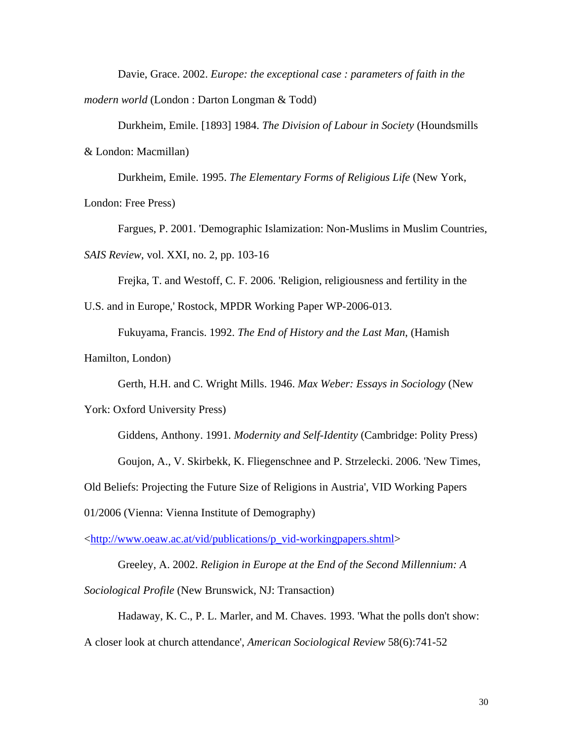Davie, Grace. 2002. *Europe: the exceptional case : parameters of faith in the modern world* (London : Darton Longman & Todd)

Durkheim, Emile. [1893] 1984. *The Division of Labour in Society* (Houndsmills & London: Macmillan)

Durkheim, Emile. 1995. *The Elementary Forms of Religious Life* (New York, London: Free Press)

Fargues, P. 2001. 'Demographic Islamization: Non-Muslims in Muslim Countries, *SAIS Review*, vol. XXI, no. 2, pp. 103-16

Frejka, T. and Westoff, C. F. 2006. 'Religion, religiousness and fertility in the U.S. and in Europe,' Rostock, MPDR Working Paper WP-2006-013.

Fukuyama, Francis. 1992. *The End of History and the Last Man*, (Hamish Hamilton, London)

Gerth, H.H. and C. Wright Mills. 1946. *Max Weber: Essays in Sociology* (New York: Oxford University Press)

Giddens, Anthony. 1991. *Modernity and Self-Identity* (Cambridge: Polity Press)

Goujon, A., V. Skirbekk, K. Fliegenschnee and P. Strzelecki. 2006. 'New Times, Old Beliefs: Projecting the Future Size of Religions in Austria', VID Working Papers 01/2006 (Vienna: Vienna Institute of Demography) <http://www.oeaw.ac.at/vid/publications/p_vid-workingpapers.shtml>

Greeley, A. 2002. *Religion in Europe at the End of the Second Millennium: A Sociological Profile* (New Brunswick, NJ: Transaction)

Hadaway, K. C., P. L. Marler, and M. Chaves. 1993. 'What the polls don't show: A closer look at church attendance', *American Sociological Review* 58(6):741-52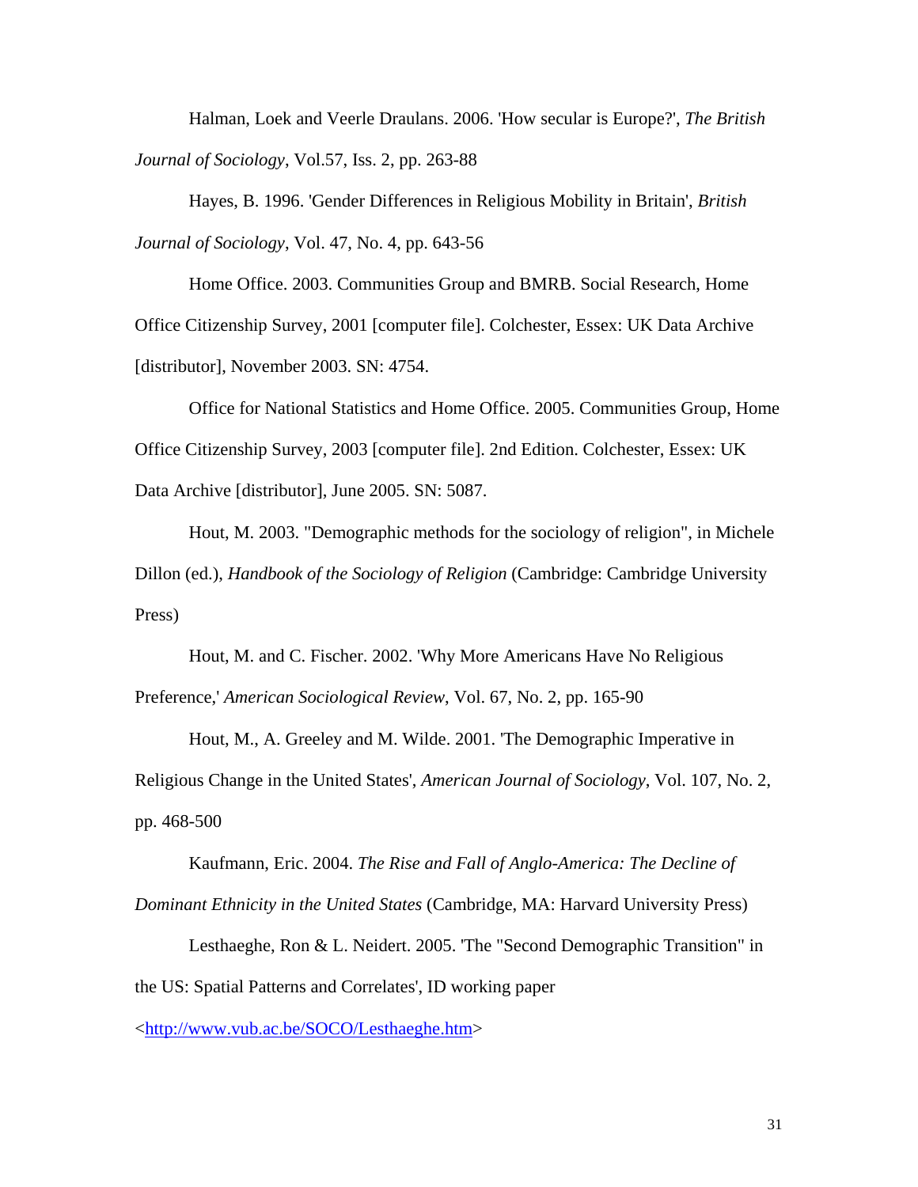Halman, Loek and Veerle Draulans. 2006. 'How secular is Europe?', *The British Journal of Sociology*, Vol.57, Iss. 2, pp. 263-88

Hayes, B. 1996. 'Gender Differences in Religious Mobility in Britain', *British Journal of Sociology*, Vol. 47, No. 4, pp. 643-56

Home Office. 2003. Communities Group and BMRB. Social Research, Home Office Citizenship Survey, 2001 [computer file]. Colchester, Essex: UK Data Archive [distributor], November 2003. SN: 4754.

Office for National Statistics and Home Office. 2005. Communities Group, Home Office Citizenship Survey, 2003 [computer file]. 2nd Edition. Colchester, Essex: UK Data Archive [distributor], June 2005. SN: 5087.

Hout, M. 2003. "Demographic methods for the sociology of religion", in Michele Dillon (ed.), *Handbook of the Sociology of Religion* (Cambridge: Cambridge University Press)

Hout, M. and C. Fischer. 2002. 'Why More Americans Have No Religious Preference,' *American Sociological Review*, Vol. 67, No. 2, pp. 165-90

Hout, M., A. Greeley and M. Wilde. 2001. 'The Demographic Imperative in Religious Change in the United States', *American Journal of Sociology*, Vol. 107, No. 2, pp. 468-500

Kaufmann, Eric. 2004. *The Rise and Fall of Anglo-America: The Decline of Dominant Ethnicity in the United States* (Cambridge, MA: Harvard University Press)

Lesthaeghe, Ron & L. Neidert. 2005. 'The "Second Demographic Transition" in the US: Spatial Patterns and Correlates', ID working paper <http://www.vub.ac.be/SOCO/Lesthaeghe.htm>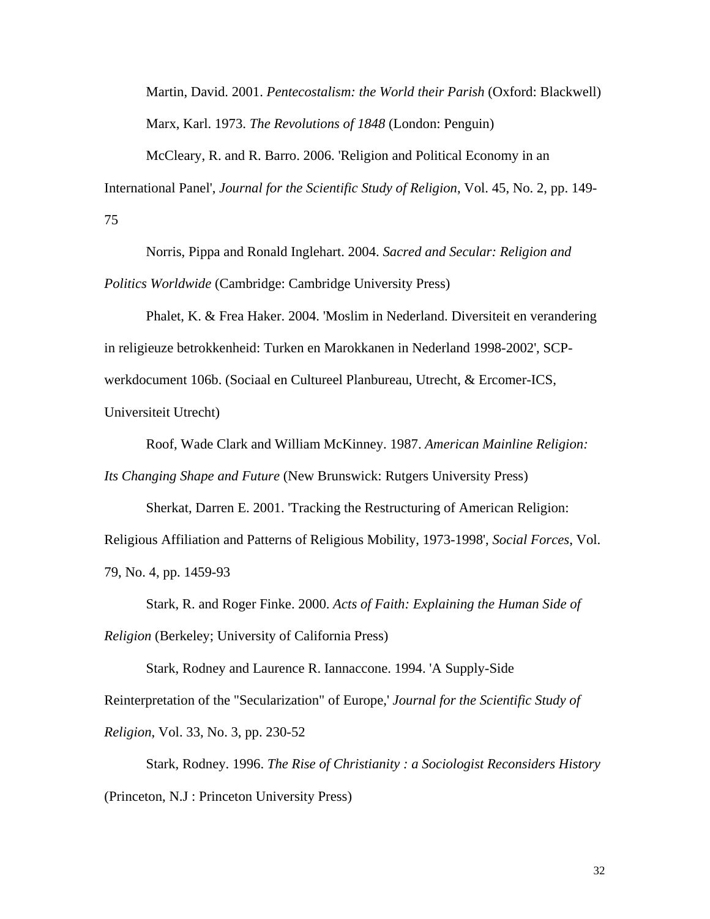Martin, David. 2001. *Pentecostalism: the World their Parish* (Oxford: Blackwell)

Marx, Karl. 1973. *The Revolutions of 1848* (London: Penguin)

McCleary, R. and R. Barro. 2006. 'Religion and Political Economy in an International Panel', *Journal for the Scientific Study of Religion*, Vol. 45, No. 2, pp. 149-75

Norris, Pippa and Ronald Inglehart. 2004. *Sacred and Secular: Religion and Politics Worldwide* (Cambridge: Cambridge University Press)

Phalet, K. & Frea Haker. 2004. 'Moslim in Nederland. Diversiteit en verandering in religieuze betrokkenheid: Turken en Marokkanen in Nederland 1998-2002', SCP-werkdocument 106b. (Sociaal en Cultureel Planbureau, Utrecht, & Ercomer-ICS, Universiteit Utrecht)

Roof, Wade Clark and William McKinney. 1987. *American Mainline Religion: Its Changing Shape and Future* (New Brunswick: Rutgers University Press)

Sherkat, Darren E. 2001. 'Tracking the Restructuring of American Religion: Religious Affiliation and Patterns of Religious Mobility, 1973-1998', *Social Forces*, Vol. 79, No. 4, pp. 1459-93

Stark, R. and Roger Finke. 2000. *Acts of Faith: Explaining the Human Side of Religion* (Berkeley; University of California Press)

Stark, Rodney and Laurence R. Iannaccone. 1994. 'A Supply-Side Reinterpretation of the "Secularization" of Europe,' *Journal for the Scientific Study of Religion*, Vol. 33, No. 3, pp. 230-52

Stark, Rodney. 1996. *The Rise of Christianity : a Sociologist Reconsiders History* (Princeton, N.J : Princeton University Press)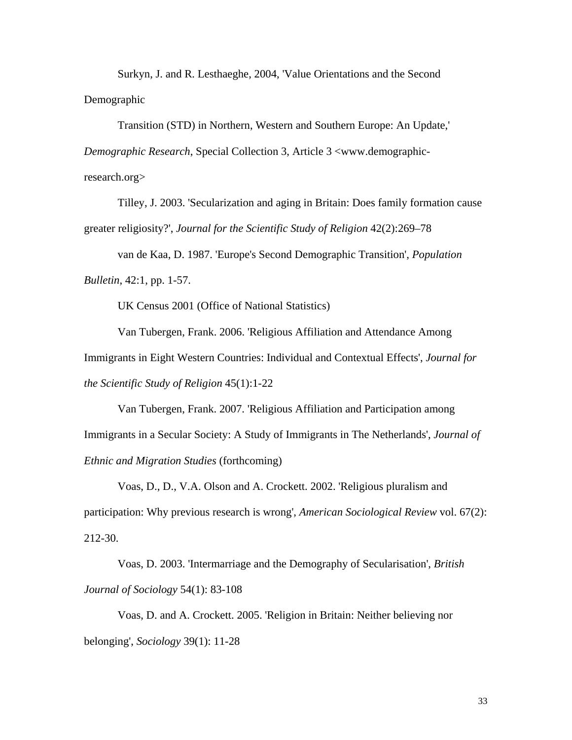Surkyn, J. and R. Lesthaeghe, 2004, 'Value Orientations and the Second Demographic Transition (STD) in Northern, Western and Southern Europe: An Update,' *Demographic Research*, Special Collection 3, Article 3 <www.demographic-research.org>

Tilley, J. 2003. 'Secularization and aging in Britain: Does family formation cause greater religiosity?', *Journal for the Scientific Study of Religion* 42(2):269–78

van de Kaa, D. 1987. 'Europe's Second Demographic Transition', *Population Bulletin*, 42:1, pp. 1-57.

UK Census 2001 (Office of National Statistics)

Van Tubergen, Frank. 2006. 'Religious Affiliation and Attendance Among Immigrants in Eight Western Countries: Individual and Contextual Effects', *Journal for the Scientific Study of Religion* 45(1):1-22

Van Tubergen, Frank. 2007. 'Religious Affiliation and Participation among Immigrants in a Secular Society: A Study of Immigrants in The Netherlands', *Journal of Ethnic and Migration Studies* (forthcoming)

Voas, D., D., V.A. Olson and A. Crockett. 2002. 'Religious pluralism and participation: Why previous research is wrong', *American Sociological Review* vol. 67(2): 212-30.

Voas, D. 2003. 'Intermarriage and the Demography of Secularisation', *British Journal of Sociology* 54(1): 83-108

Voas, D. and A. Crockett. 2005. 'Religion in Britain: Neither believing nor belonging', *Sociology* 39(1): 11-28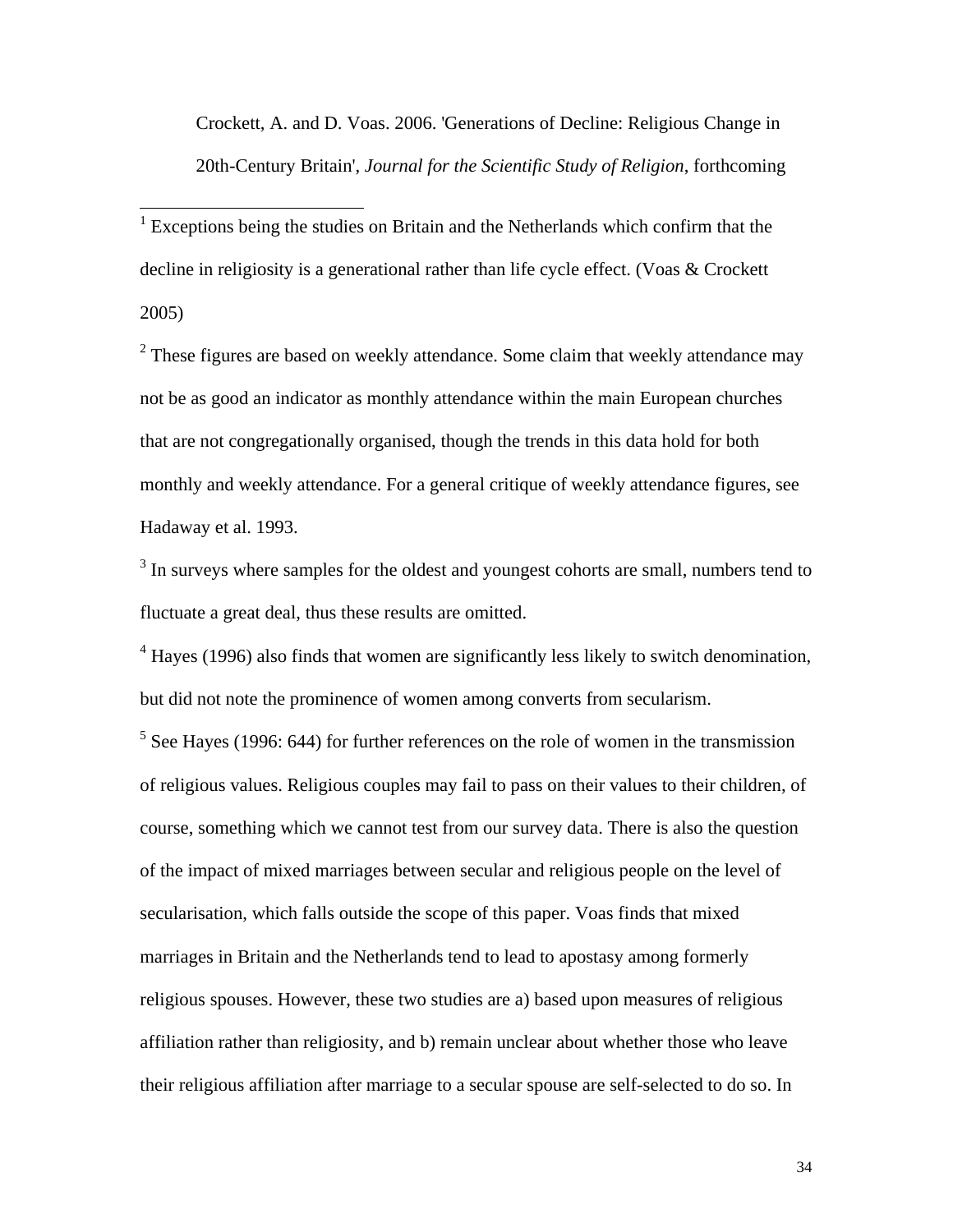Crockett, A. and D. Voas. 2006. 'Generations of Decline: Religious Change in 20th-Century Britain', *Journal for the Scientific Study of Religion*, forthcoming

---

[1] Exceptions being the studies on Britain and the Netherlands which confirm that the decline in religiosity is a generational rather than life cycle effect. (Voas & Crockett 2005)

[2] These figures are based on weekly attendance. Some claim that weekly attendance may not be as good an indicator as monthly attendance within the main European churches that are not congregationally organised, though the trends in this data hold for both monthly and weekly attendance. For a general critique of weekly attendance figures, see Hadaway et al. 1993.

[3] In surveys where samples for the oldest and youngest cohorts are small, numbers tend to fluctuate a great deal, thus these results are omitted.

[4] Hayes (1996) also finds that women are significantly less likely to switch denomination, but did not note the prominence of women among converts from secularism.

[5] See Hayes (1996: 644) for further references on the role of women in the transmission of religious values. Religious couples may fail to pass on their values to their children, of course, something which we cannot test from our survey data. There is also the question of the impact of mixed marriages between secular and religious people on the level of secularisation, which falls outside the scope of this paper. Voas finds that mixed marriages in Britain and the Netherlands tend to lead to apostasy among formerly religious spouses. However, these two studies are a) based upon measures of religious affiliation rather than religiosity, and b) remain unclear about whether those who leave their religious affiliation after marriage to a secular spouse are self-selected to do so. In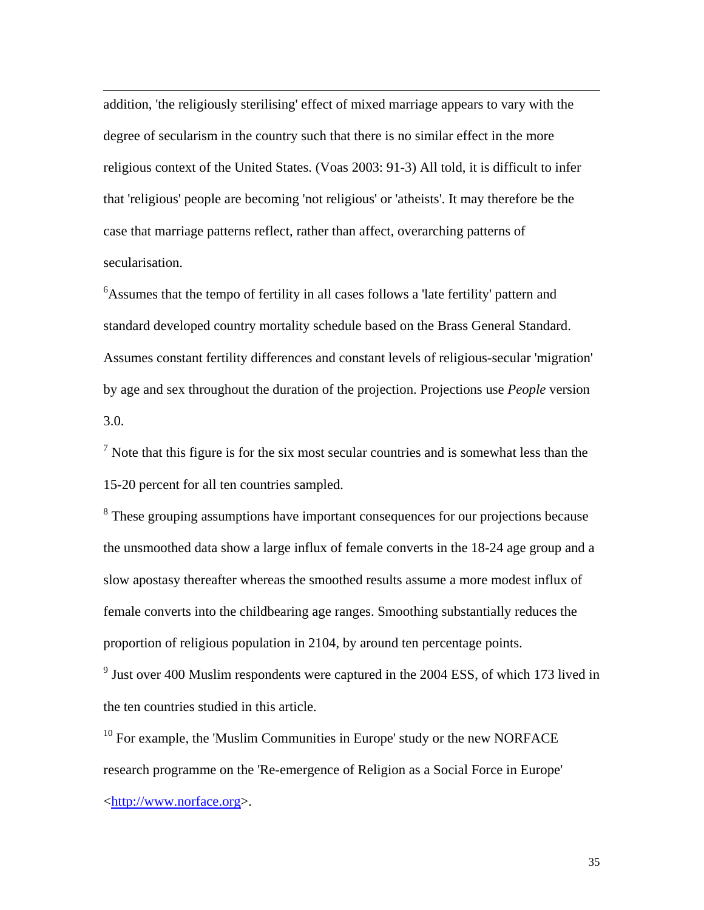addition, 'the religiously sterilising' effect of mixed marriage appears to vary with the degree of secularism in the country such that there is no similar effect in the more religious context of the United States. (Voas 2003: 91-3) All told, it is difficult to infer that 'religious' people are becoming 'not religious' or 'atheists'. It may therefore be the case that marriage patterns reflect, rather than affect, overarching patterns of secularisation.

[6]Assumes that the tempo of fertility in all cases follows a 'late fertility' pattern and standard developed country mortality schedule based on the Brass General Standard. Assumes constant fertility differences and constant levels of religious-secular 'migration' by age and sex throughout the duration of the projection. Projections use *People* version 3.0.

[7] Note that this figure is for the six most secular countries and is somewhat less than the 15-20 percent for all ten countries sampled.

[8] These grouping assumptions have important consequences for our projections because the unsmoothed data show a large influx of female converts in the 18-24 age group and a slow apostasy thereafter whereas the smoothed results assume a more modest influx of female converts into the childbearing age ranges. Smoothing substantially reduces the proportion of religious population in 2104, by around ten percentage points.

[9] Just over 400 Muslim respondents were captured in the 2004 ESS, of which 173 lived in the ten countries studied in this article.

[10] For example, the 'Muslim Communities in Europe' study or the new NORFACE research programme on the 'Re-emergence of Religion as a Social Force in Europe' <http://www.norface.org>.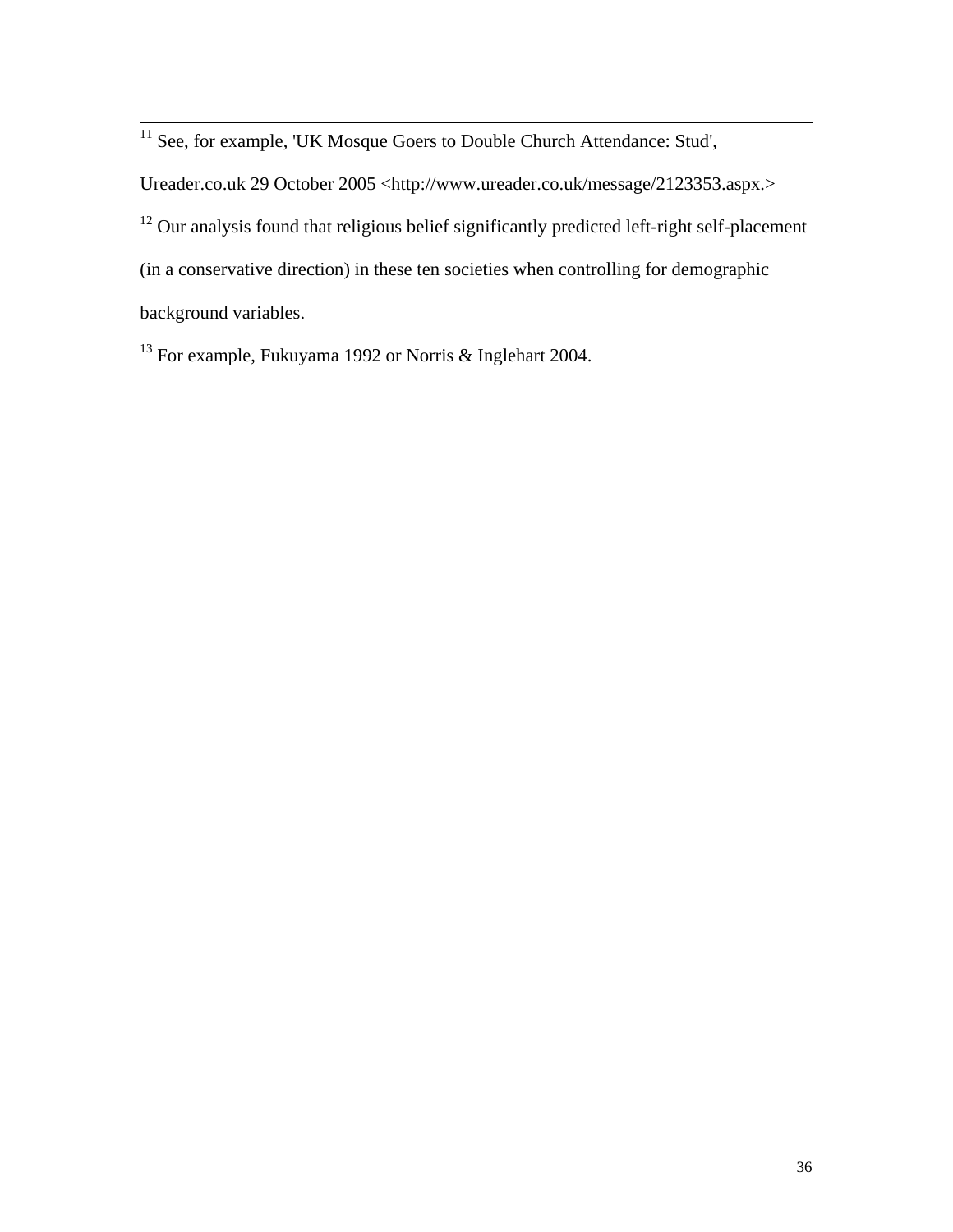[11] See, for example, 'UK Mosque Goers to Double Church Attendance: Stud', Ureader.co.uk 29 October 2005 <http://www.ureader.co.uk/message/2123353.aspx.>

[12] Our analysis found that religious belief significantly predicted left-right self-placement (in a conservative direction) in these ten societies when controlling for demographic background variables.

[13] For example, Fukuyama 1992 or Norris & Inglehart 2004.